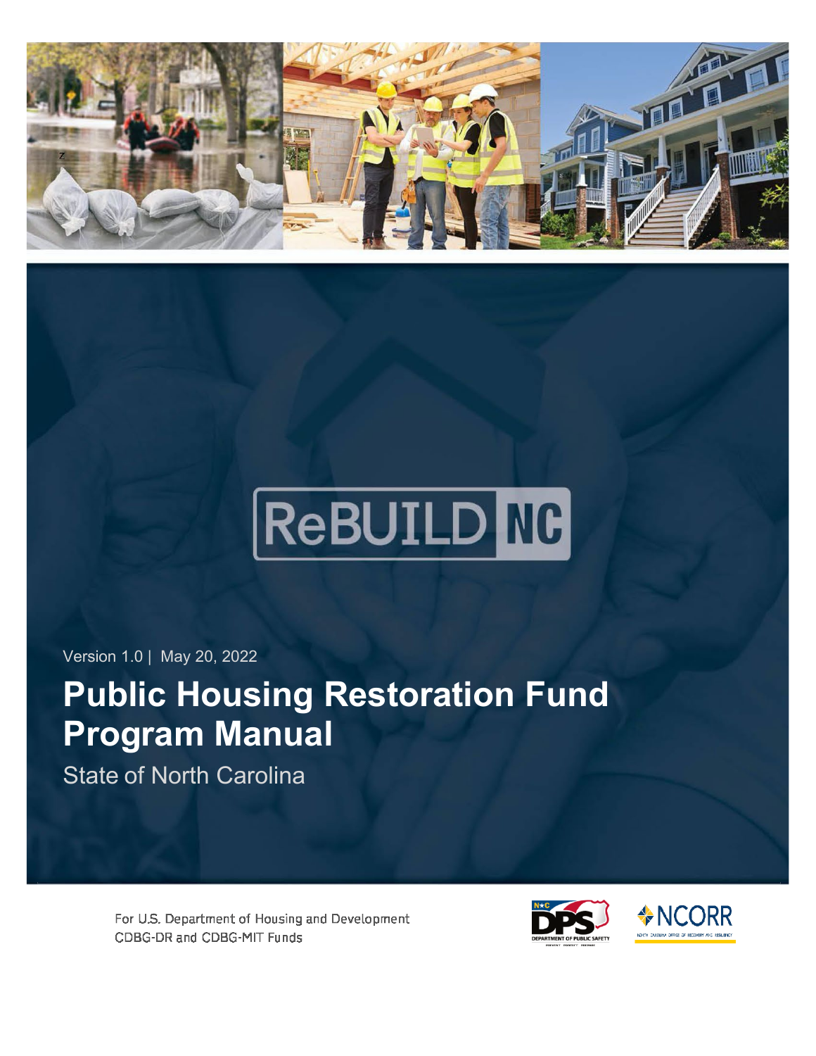ReBUILD NC

Version 1.0 | May 20, 2022

# Public Housing Restoration Fund Program Manual

State of North Carolina

For U.S. Department of Housing and Development
CDBG-DR and CDBG-MIT Funds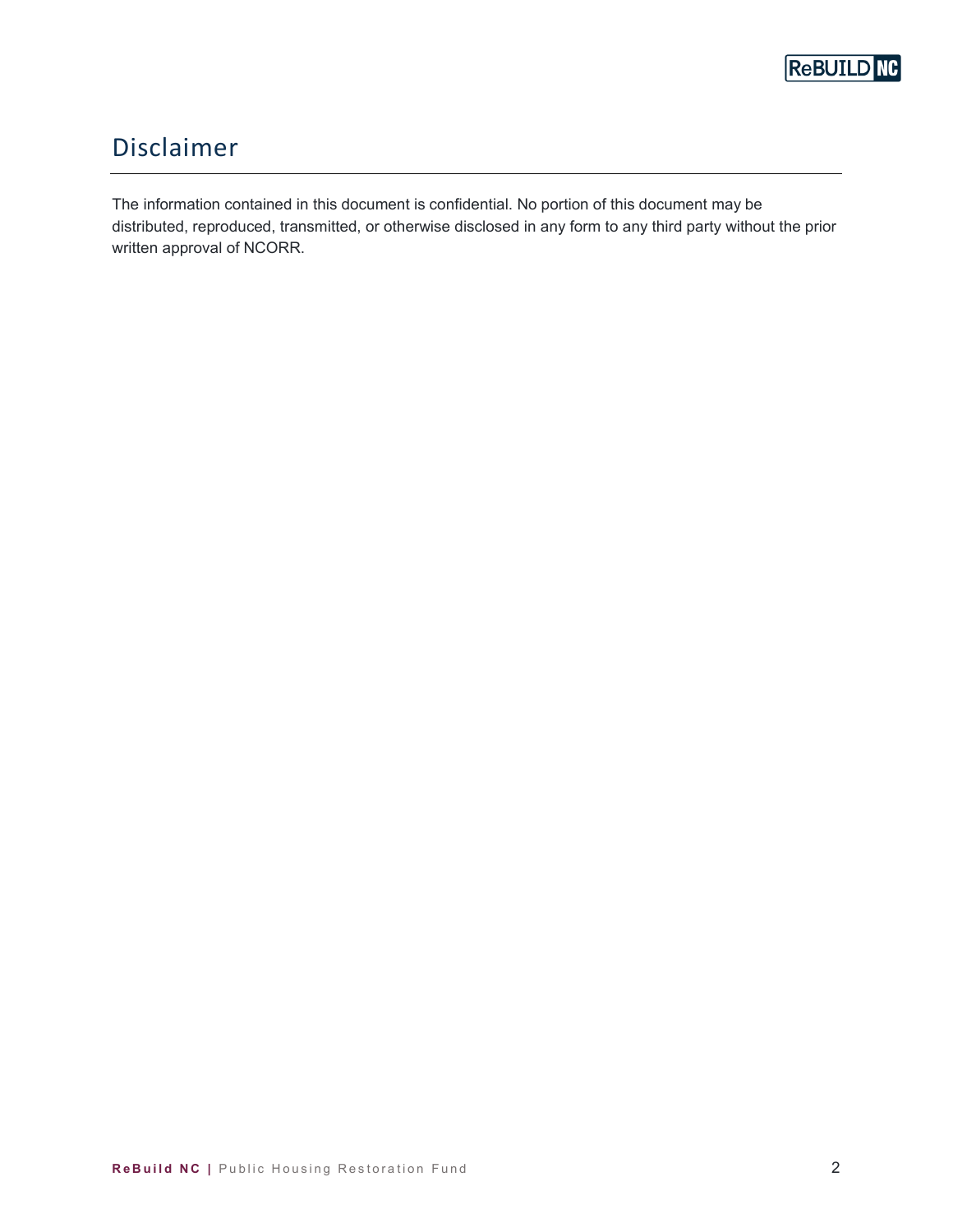# Disclaimer

The information contained in this document is confidential. No portion of this document may be distributed, reproduced, transmitted, or otherwise disclosed in any form to any third party without the prior written approval of NCORR.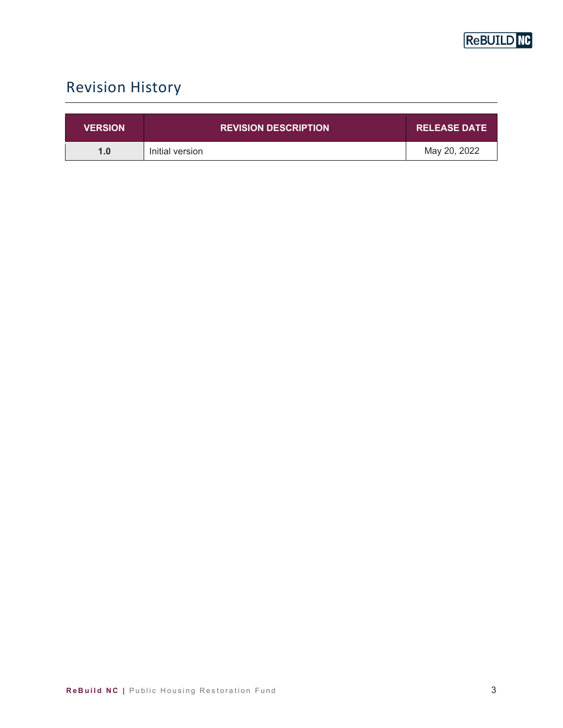# Revision History

| VERSION | REVISION DESCRIPTION | RELEASE DATE |
|---|---|---|
| **1.0** | Initial version | May 20, 2022 |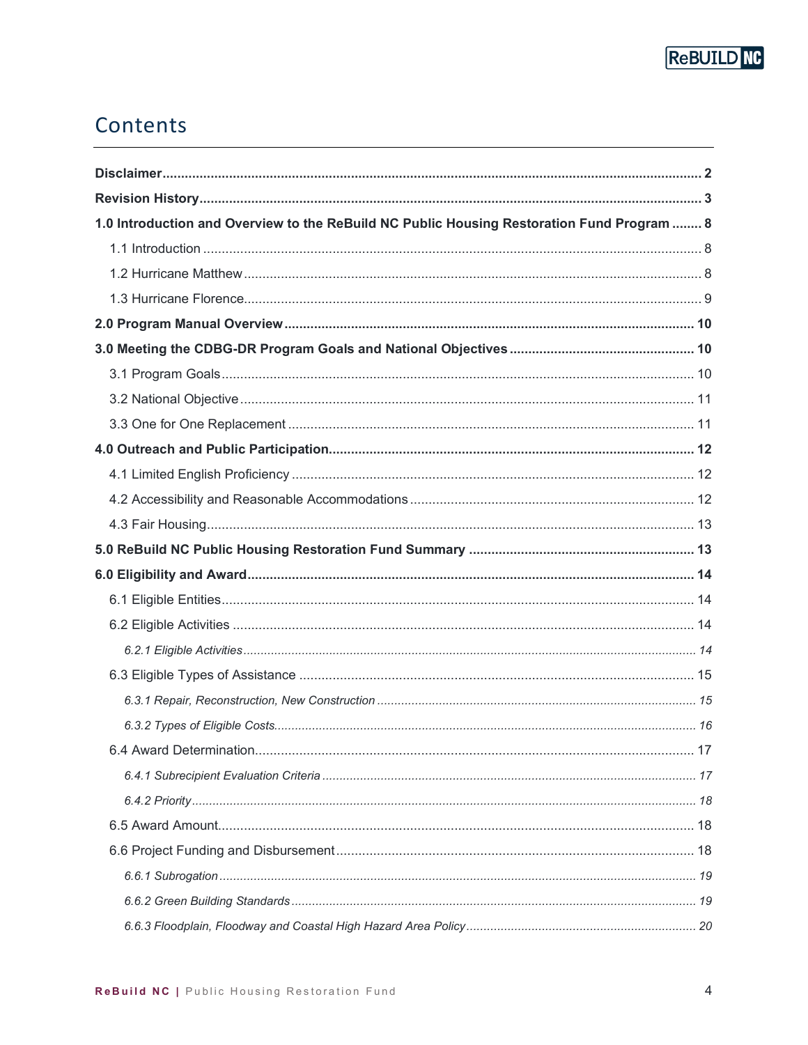# Contents

**Disclaimer** .......... **2**

**Revision History** .......... **3**

**1.0 Introduction and Overview to the ReBuild NC Public Housing Restoration Fund Program** .......... **8**

1.1 Introduction .......... 8

1.2 Hurricane Matthew .......... 8

1.3 Hurricane Florence .......... 9

**2.0 Program Manual Overview** .......... **10**

**3.0 Meeting the CDBG-DR Program Goals and National Objectives** .......... **10**

3.1 Program Goals .......... 10

3.2 National Objective .......... 11

3.3 One for One Replacement .......... 11

**4.0 Outreach and Public Participation** .......... **12**

4.1 Limited English Proficiency .......... 12

4.2 Accessibility and Reasonable Accommodations .......... 12

4.3 Fair Housing .......... 13

**5.0 ReBuild NC Public Housing Restoration Fund Summary** .......... **13**

**6.0 Eligibility and Award** .......... **14**

6.1 Eligible Entities .......... 14

6.2 Eligible Activities .......... 14

*6.2.1 Eligible Activities* .......... *14*

6.3 Eligible Types of Assistance .......... 15

*6.3.1 Repair, Reconstruction, New Construction* .......... *15*

*6.3.2 Types of Eligible Costs* .......... *16*

6.4 Award Determination .......... 17

*6.4.1 Subrecipient Evaluation Criteria* .......... *17*

*6.4.2 Priority* .......... *18*

6.5 Award Amount .......... 18

6.6 Project Funding and Disbursement .......... 18

*6.6.1 Subrogation* .......... *19*

*6.6.2 Green Building Standards* .......... *19*

*6.6.3 Floodplain, Floodway and Coastal High Hazard Area Policy* .......... *20*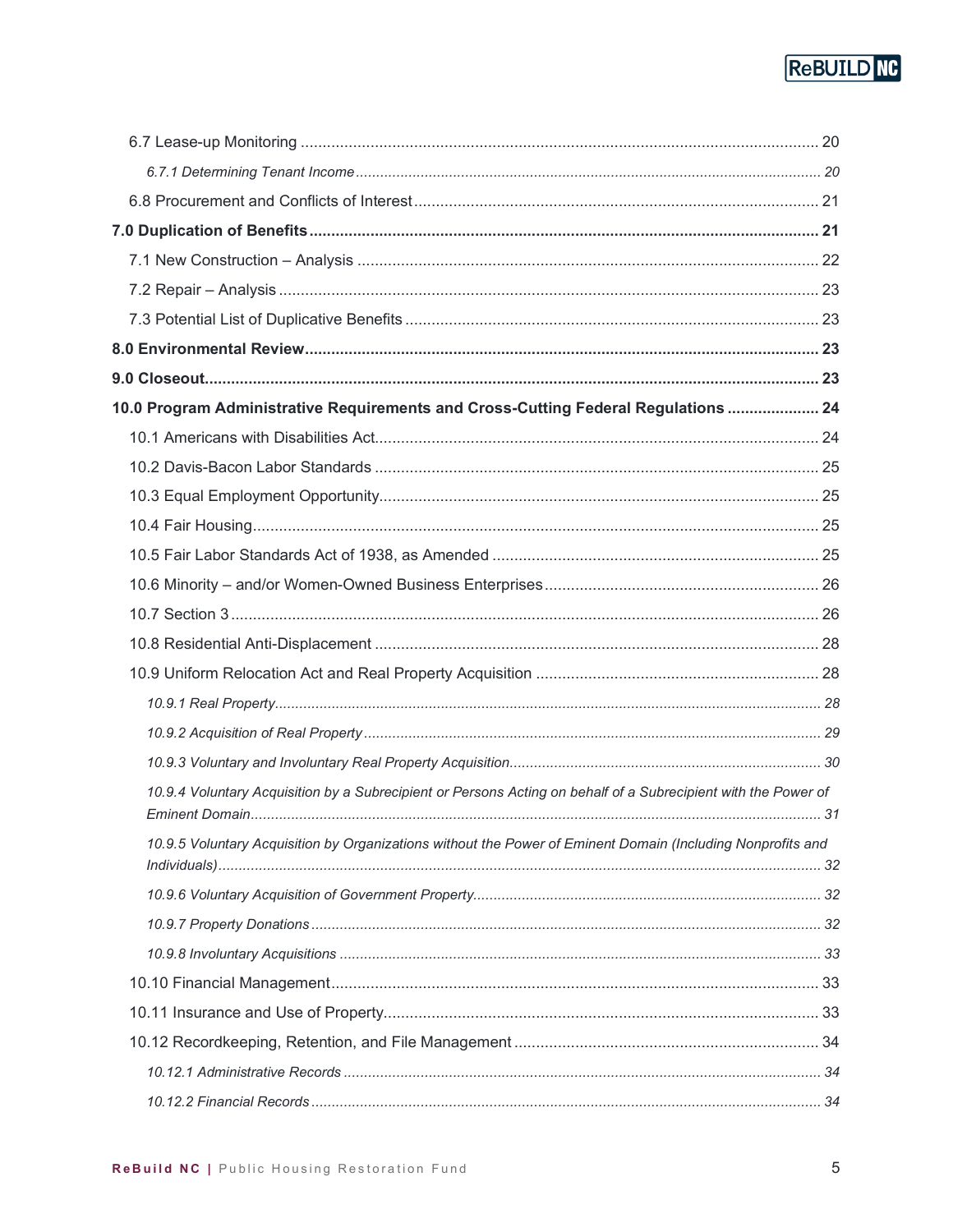6.7 Lease-up Monitoring .................................................................................................................. 20

*6.7.1 Determining Tenant Income* ..................................................................................................... 20

6.8 Procurement and Conflicts of Interest ........................................................................................ 21

**7.0 Duplication of Benefits** .............................................................................................................. **21**

7.1 New Construction – Analysis ...................................................................................................... 22

7.2 Repair – Analysis ........................................................................................................................ 23

7.3 Potential List of Duplicative Benefits .......................................................................................... 23

**8.0 Environmental Review** .............................................................................................................. **23**

**9.0 Closeout** .................................................................................................................................... **23**

**10.0 Program Administrative Requirements and Cross-Cutting Federal Regulations** ..................... **24**

10.1 Americans with Disabilities Act ................................................................................................. 24

10.2 Davis-Bacon Labor Standards .................................................................................................. 25

10.3 Equal Employment Opportunity ................................................................................................ 25

10.4 Fair Housing .............................................................................................................................. 25

10.5 Fair Labor Standards Act of 1938, as Amended ....................................................................... 25

10.6 Minority – and/or Women-Owned Business Enterprises ........................................................... 26

10.7 Section 3 ................................................................................................................................... 26

10.8 Residential Anti-Displacement .................................................................................................. 28

10.9 Uniform Relocation Act and Real Property Acquisition ............................................................. 28

*10.9.1 Real Property* ........................................................................................................................ 28

*10.9.2 Acquisition of Real Property* ................................................................................................. 29

*10.9.3 Voluntary and Involuntary Real Property Acquisition* ........................................................... 30

*10.9.4 Voluntary Acquisition by a Subrecipient or Persons Acting on behalf of a Subrecipient with the Power of Eminent Domain* ........................................................................................................................ 31

*10.9.5 Voluntary Acquisition by Organizations without the Power of Eminent Domain (Including Nonprofits and Individuals)* ......................................................................................................................... 32

*10.9.6 Voluntary Acquisition of Government Property* ..................................................................... 32

*10.9.7 Property Donations* ............................................................................................................... 32

*10.9.8 Involuntary Acquisitions* ........................................................................................................ 33

10.10 Financial Management ............................................................................................................ 33

10.11 Insurance and Use of Property ................................................................................................ 33

10.12 Recordkeeping, Retention, and File Management .................................................................. 34

*10.12.1 Administrative Records* ....................................................................................................... 34

*10.12.2 Financial Records* ............................................................................................................... 34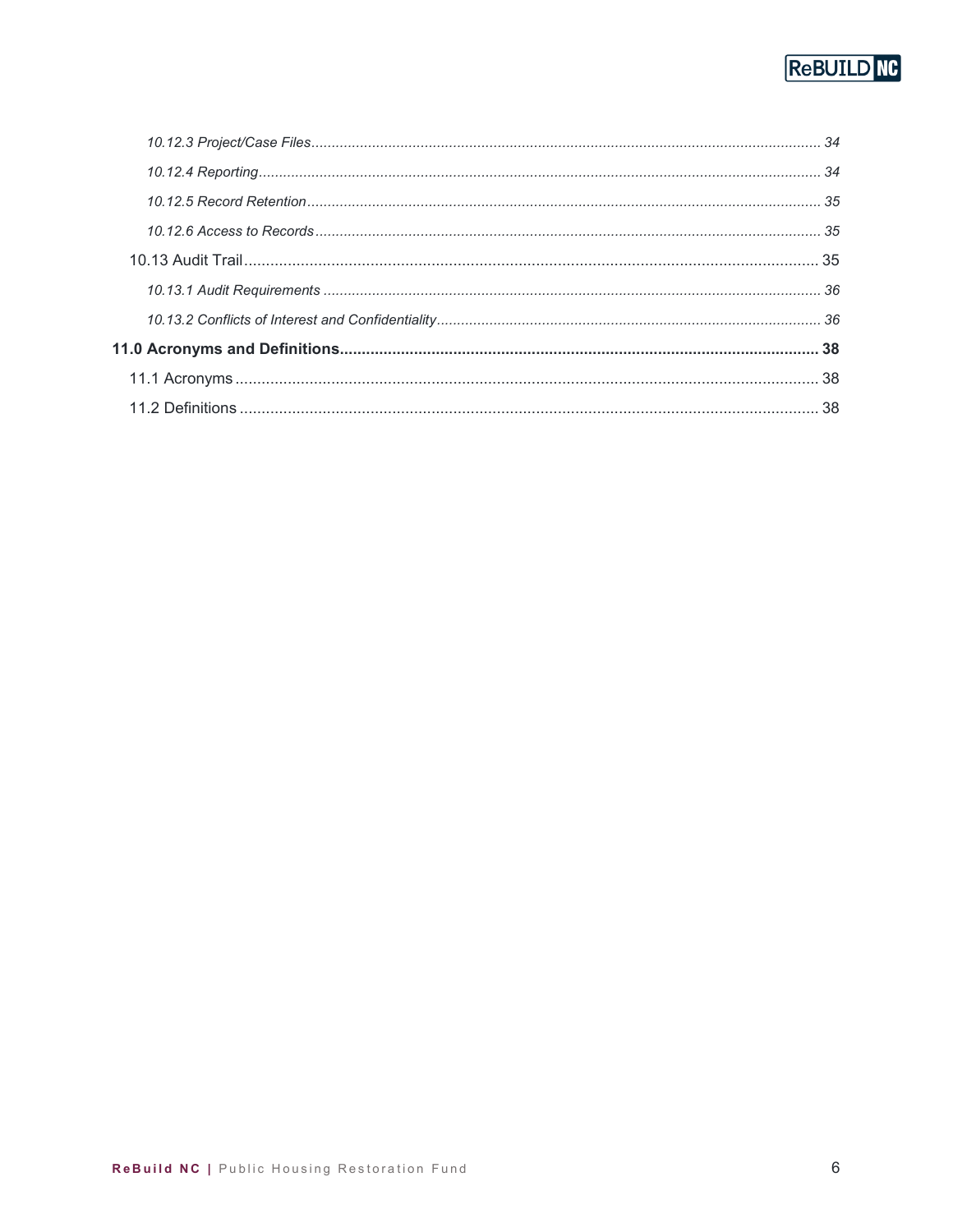*10.12.3 Project/Case Files* ........ 34

*10.12.4 Reporting* ........ 34

*10.12.5 Record Retention* ........ 35

*10.12.6 Access to Records* ........ 35

10.13 Audit Trail ........ 35

*10.13.1 Audit Requirements* ........ 36

*10.13.2 Conflicts of Interest and Confidentiality* ........ 36

**11.0 Acronyms and Definitions ........ 38**

11.1 Acronyms ........ 38

11.2 Definitions ........ 38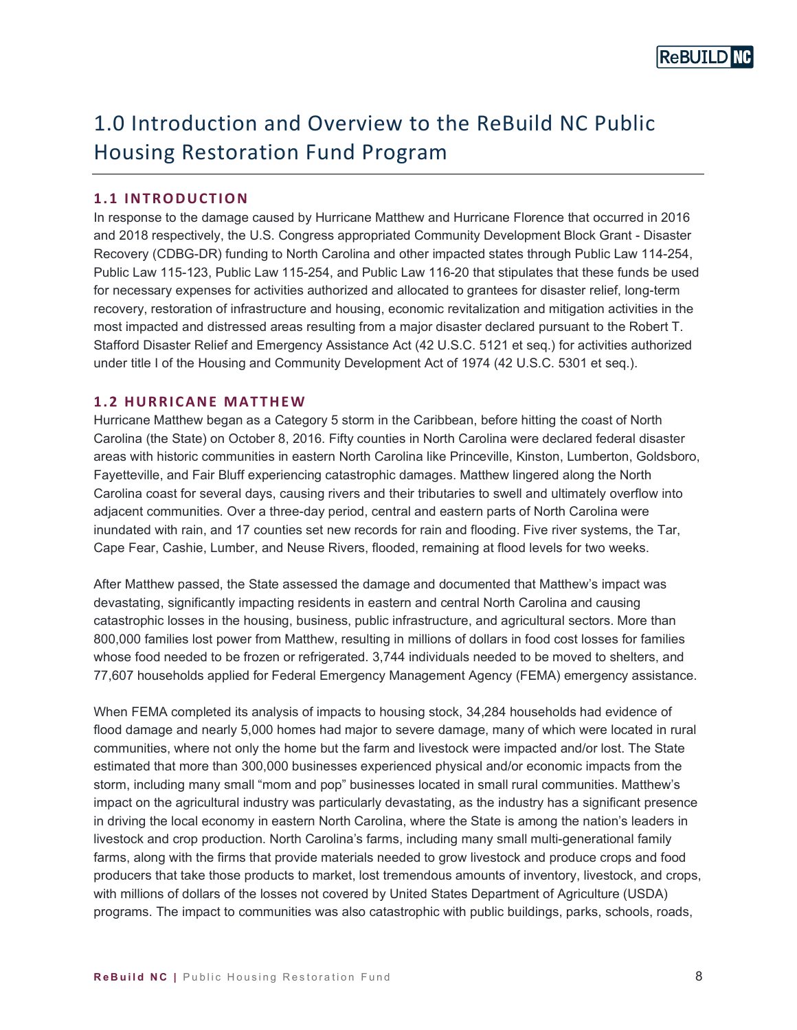# 1.0 Introduction and Overview to the ReBuild NC Public Housing Restoration Fund Program

## 1.1 INTRODUCTION

In response to the damage caused by Hurricane Matthew and Hurricane Florence that occurred in 2016 and 2018 respectively, the U.S. Congress appropriated Community Development Block Grant - Disaster Recovery (CDBG-DR) funding to North Carolina and other impacted states through Public Law 114-254, Public Law 115-123, Public Law 115-254, and Public Law 116-20 that stipulates that these funds be used for necessary expenses for activities authorized and allocated to grantees for disaster relief, long-term recovery, restoration of infrastructure and housing, economic revitalization and mitigation activities in the most impacted and distressed areas resulting from a major disaster declared pursuant to the Robert T. Stafford Disaster Relief and Emergency Assistance Act (42 U.S.C. 5121 et seq.) for activities authorized under title I of the Housing and Community Development Act of 1974 (42 U.S.C. 5301 et seq.).

## 1.2 HURRICANE MATTHEW

Hurricane Matthew began as a Category 5 storm in the Caribbean, before hitting the coast of North Carolina (the State) on October 8, 2016. Fifty counties in North Carolina were declared federal disaster areas with historic communities in eastern North Carolina like Princeville, Kinston, Lumberton, Goldsboro, Fayetteville, and Fair Bluff experiencing catastrophic damages. Matthew lingered along the North Carolina coast for several days, causing rivers and their tributaries to swell and ultimately overflow into adjacent communities. Over a three-day period, central and eastern parts of North Carolina were inundated with rain, and 17 counties set new records for rain and flooding. Five river systems, the Tar, Cape Fear, Cashie, Lumber, and Neuse Rivers, flooded, remaining at flood levels for two weeks.

After Matthew passed, the State assessed the damage and documented that Matthew's impact was devastating, significantly impacting residents in eastern and central North Carolina and causing catastrophic losses in the housing, business, public infrastructure, and agricultural sectors. More than 800,000 families lost power from Matthew, resulting in millions of dollars in food cost losses for families whose food needed to be frozen or refrigerated. 3,744 individuals needed to be moved to shelters, and 77,607 households applied for Federal Emergency Management Agency (FEMA) emergency assistance.

When FEMA completed its analysis of impacts to housing stock, 34,284 households had evidence of flood damage and nearly 5,000 homes had major to severe damage, many of which were located in rural communities, where not only the home but the farm and livestock were impacted and/or lost. The State estimated that more than 300,000 businesses experienced physical and/or economic impacts from the storm, including many small "mom and pop" businesses located in small rural communities. Matthew's impact on the agricultural industry was particularly devastating, as the industry has a significant presence in driving the local economy in eastern North Carolina, where the State is among the nation's leaders in livestock and crop production. North Carolina's farms, including many small multi-generational family farms, along with the firms that provide materials needed to grow livestock and produce crops and food producers that take those products to market, lost tremendous amounts of inventory, livestock, and crops, with millions of dollars of the losses not covered by United States Department of Agriculture (USDA) programs. The impact to communities was also catastrophic with public buildings, parks, schools, roads,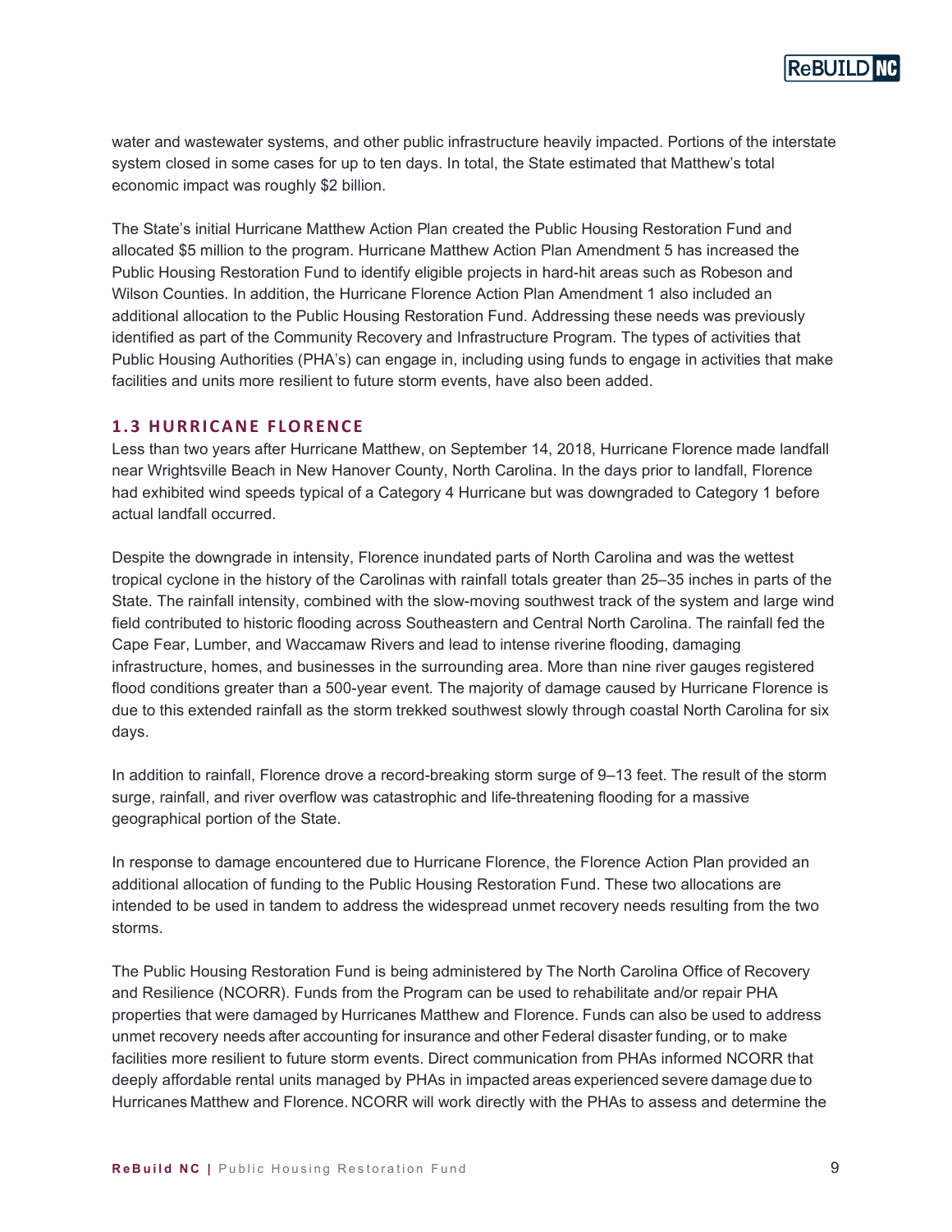water and wastewater systems, and other public infrastructure heavily impacted. Portions of the interstate system closed in some cases for up to ten days. In total, the State estimated that Matthew's total economic impact was roughly $2 billion.

The State's initial Hurricane Matthew Action Plan created the Public Housing Restoration Fund and allocated $5 million to the program. Hurricane Matthew Action Plan Amendment 5 has increased the Public Housing Restoration Fund to identify eligible projects in hard-hit areas such as Robeson and Wilson Counties. In addition, the Hurricane Florence Action Plan Amendment 1 also included an additional allocation to the Public Housing Restoration Fund. Addressing these needs was previously identified as part of the Community Recovery and Infrastructure Program. The types of activities that Public Housing Authorities (PHA's) can engage in, including using funds to engage in activities that make facilities and units more resilient to future storm events, have also been added.

### 1.3 HURRICANE FLORENCE

Less than two years after Hurricane Matthew, on September 14, 2018, Hurricane Florence made landfall near Wrightsville Beach in New Hanover County, North Carolina. In the days prior to landfall, Florence had exhibited wind speeds typical of a Category 4 Hurricane but was downgraded to Category 1 before actual landfall occurred.

Despite the downgrade in intensity, Florence inundated parts of North Carolina and was the wettest tropical cyclone in the history of the Carolinas with rainfall totals greater than 25–35 inches in parts of the State. The rainfall intensity, combined with the slow-moving southwest track of the system and large wind field contributed to historic flooding across Southeastern and Central North Carolina. The rainfall fed the Cape Fear, Lumber, and Waccamaw Rivers and lead to intense riverine flooding, damaging infrastructure, homes, and businesses in the surrounding area. More than nine river gauges registered flood conditions greater than a 500-year event. The majority of damage caused by Hurricane Florence is due to this extended rainfall as the storm trekked southwest slowly through coastal North Carolina for six days.

In addition to rainfall, Florence drove a record-breaking storm surge of 9–13 feet. The result of the storm surge, rainfall, and river overflow was catastrophic and life-threatening flooding for a massive geographical portion of the State.

In response to damage encountered due to Hurricane Florence, the Florence Action Plan provided an additional allocation of funding to the Public Housing Restoration Fund. These two allocations are intended to be used in tandem to address the widespread unmet recovery needs resulting from the two storms.

The Public Housing Restoration Fund is being administered by The North Carolina Office of Recovery and Resilience (NCORR). Funds from the Program can be used to rehabilitate and/or repair PHA properties that were damaged by Hurricanes Matthew and Florence. Funds can also be used to address unmet recovery needs after accounting for insurance and other Federal disaster funding, or to make facilities more resilient to future storm events. Direct communication from PHAs informed NCORR that deeply affordable rental units managed by PHAs in impacted areas experienced severe damage due to Hurricanes Matthew and Florence. NCORR will work directly with the PHAs to assess and determine the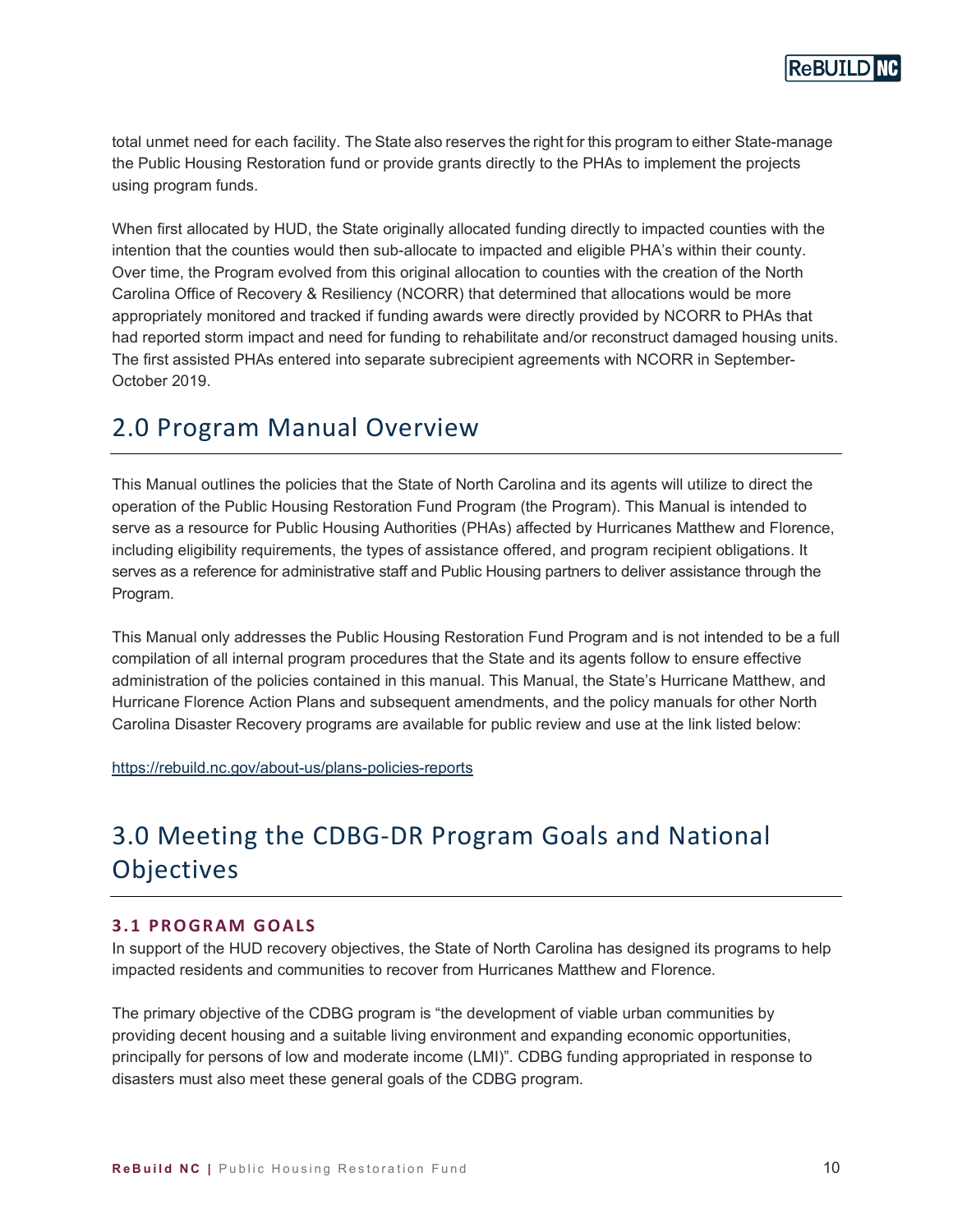total unmet need for each facility. The State also reserves the right for this program to either State-manage the Public Housing Restoration fund or provide grants directly to the PHAs to implement the projects using program funds.

When first allocated by HUD, the State originally allocated funding directly to impacted counties with the intention that the counties would then sub-allocate to impacted and eligible PHA's within their county. Over time, the Program evolved from this original allocation to counties with the creation of the North Carolina Office of Recovery & Resiliency (NCORR) that determined that allocations would be more appropriately monitored and tracked if funding awards were directly provided by NCORR to PHAs that had reported storm impact and need for funding to rehabilitate and/or reconstruct damaged housing units. The first assisted PHAs entered into separate subrecipient agreements with NCORR in September-October 2019.

# 2.0 Program Manual Overview

This Manual outlines the policies that the State of North Carolina and its agents will utilize to direct the operation of the Public Housing Restoration Fund Program (the Program). This Manual is intended to serve as a resource for Public Housing Authorities (PHAs) affected by Hurricanes Matthew and Florence, including eligibility requirements, the types of assistance offered, and program recipient obligations. It serves as a reference for administrative staff and Public Housing partners to deliver assistance through the Program.

This Manual only addresses the Public Housing Restoration Fund Program and is not intended to be a full compilation of all internal program procedures that the State and its agents follow to ensure effective administration of the policies contained in this manual. This Manual, the State's Hurricane Matthew, and Hurricane Florence Action Plans and subsequent amendments, and the policy manuals for other North Carolina Disaster Recovery programs are available for public review and use at the link listed below:

https://rebuild.nc.gov/about-us/plans-policies-reports

# 3.0 Meeting the CDBG-DR Program Goals and National Objectives

## 3.1 PROGRAM GOALS

In support of the HUD recovery objectives, the State of North Carolina has designed its programs to help impacted residents and communities to recover from Hurricanes Matthew and Florence.

The primary objective of the CDBG program is "the development of viable urban communities by providing decent housing and a suitable living environment and expanding economic opportunities, principally for persons of low and moderate income (LMI)". CDBG funding appropriated in response to disasters must also meet these general goals of the CDBG program.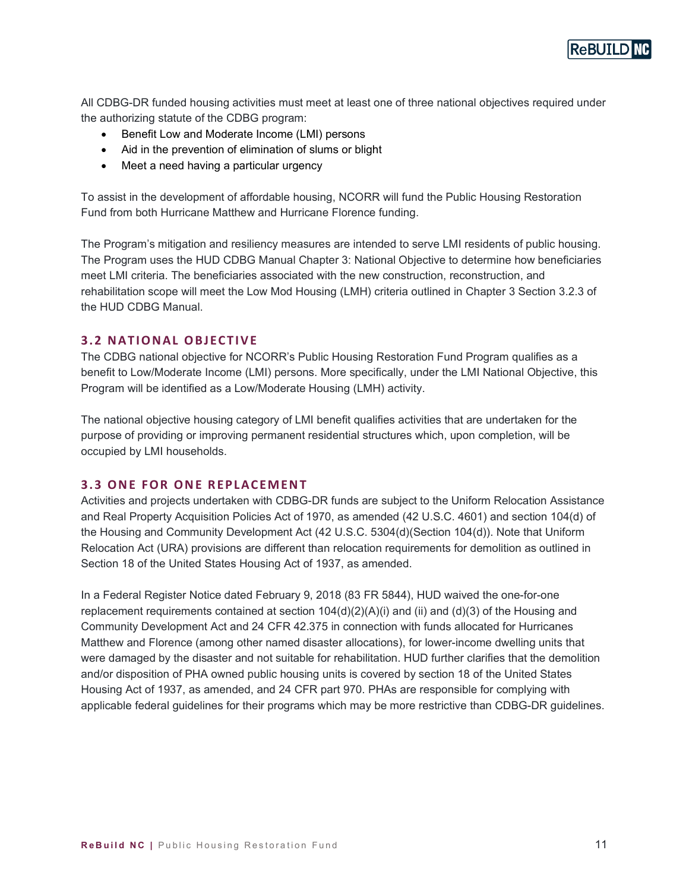All CDBG-DR funded housing activities must meet at least one of three national objectives required under the authorizing statute of the CDBG program:

- Benefit Low and Moderate Income (LMI) persons
- Aid in the prevention of elimination of slums or blight
- Meet a need having a particular urgency

To assist in the development of affordable housing, NCORR will fund the Public Housing Restoration Fund from both Hurricane Matthew and Hurricane Florence funding.

The Program's mitigation and resiliency measures are intended to serve LMI residents of public housing. The Program uses the HUD CDBG Manual Chapter 3: National Objective to determine how beneficiaries meet LMI criteria. The beneficiaries associated with the new construction, reconstruction, and rehabilitation scope will meet the Low Mod Housing (LMH) criteria outlined in Chapter 3 Section 3.2.3 of the HUD CDBG Manual.

## 3.2 NATIONAL OBJECTIVE

The CDBG national objective for NCORR's Public Housing Restoration Fund Program qualifies as a benefit to Low/Moderate Income (LMI) persons. More specifically, under the LMI National Objective, this Program will be identified as a Low/Moderate Housing (LMH) activity.

The national objective housing category of LMI benefit qualifies activities that are undertaken for the purpose of providing or improving permanent residential structures which, upon completion, will be occupied by LMI households.

## 3.3 ONE FOR ONE REPLACEMENT

Activities and projects undertaken with CDBG-DR funds are subject to the Uniform Relocation Assistance and Real Property Acquisition Policies Act of 1970, as amended (42 U.S.C. 4601) and section 104(d) of the Housing and Community Development Act (42 U.S.C. 5304(d)(Section 104(d)). Note that Uniform Relocation Act (URA) provisions are different than relocation requirements for demolition as outlined in Section 18 of the United States Housing Act of 1937, as amended.

In a Federal Register Notice dated February 9, 2018 (83 FR 5844), HUD waived the one-for-one replacement requirements contained at section 104(d)(2)(A)(i) and (ii) and (d)(3) of the Housing and Community Development Act and 24 CFR 42.375 in connection with funds allocated for Hurricanes Matthew and Florence (among other named disaster allocations), for lower-income dwelling units that were damaged by the disaster and not suitable for rehabilitation. HUD further clarifies that the demolition and/or disposition of PHA owned public housing units is covered by section 18 of the United States Housing Act of 1937, as amended, and 24 CFR part 970. PHAs are responsible for complying with applicable federal guidelines for their programs which may be more restrictive than CDBG-DR guidelines.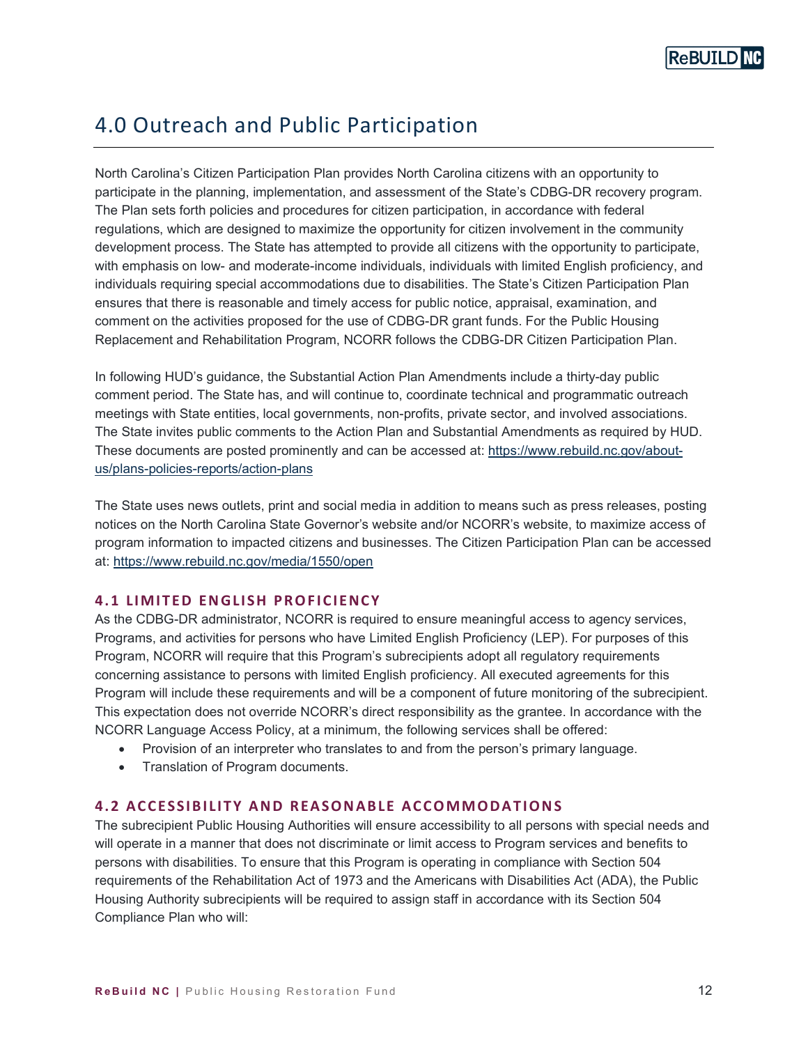# 4.0 Outreach and Public Participation

North Carolina's Citizen Participation Plan provides North Carolina citizens with an opportunity to participate in the planning, implementation, and assessment of the State's CDBG-DR recovery program. The Plan sets forth policies and procedures for citizen participation, in accordance with federal regulations, which are designed to maximize the opportunity for citizen involvement in the community development process. The State has attempted to provide all citizens with the opportunity to participate, with emphasis on low- and moderate-income individuals, individuals with limited English proficiency, and individuals requiring special accommodations due to disabilities. The State's Citizen Participation Plan ensures that there is reasonable and timely access for public notice, appraisal, examination, and comment on the activities proposed for the use of CDBG-DR grant funds. For the Public Housing Replacement and Rehabilitation Program, NCORR follows the CDBG-DR Citizen Participation Plan.

In following HUD's guidance, the Substantial Action Plan Amendments include a thirty-day public comment period. The State has, and will continue to, coordinate technical and programmatic outreach meetings with State entities, local governments, non-profits, private sector, and involved associations. The State invites public comments to the Action Plan and Substantial Amendments as required by HUD. These documents are posted prominently and can be accessed at: https://www.rebuild.nc.gov/about-us/plans-policies-reports/action-plans

The State uses news outlets, print and social media in addition to means such as press releases, posting notices on the North Carolina State Governor's website and/or NCORR's website, to maximize access of program information to impacted citizens and businesses. The Citizen Participation Plan can be accessed at: https://www.rebuild.nc.gov/media/1550/open

### 4.1 LIMITED ENGLISH PROFICIENCY

As the CDBG-DR administrator, NCORR is required to ensure meaningful access to agency services, Programs, and activities for persons who have Limited English Proficiency (LEP). For purposes of this Program, NCORR will require that this Program's subrecipients adopt all regulatory requirements concerning assistance to persons with limited English proficiency. All executed agreements for this Program will include these requirements and will be a component of future monitoring of the subrecipient. This expectation does not override NCORR's direct responsibility as the grantee. In accordance with the NCORR Language Access Policy, at a minimum, the following services shall be offered:

- Provision of an interpreter who translates to and from the person's primary language.
- Translation of Program documents.

### 4.2 ACCESSIBILITY AND REASONABLE ACCOMMODATIONS

The subrecipient Public Housing Authorities will ensure accessibility to all persons with special needs and will operate in a manner that does not discriminate or limit access to Program services and benefits to persons with disabilities. To ensure that this Program is operating in compliance with Section 504 requirements of the Rehabilitation Act of 1973 and the Americans with Disabilities Act (ADA), the Public Housing Authority subrecipients will be required to assign staff in accordance with its Section 504 Compliance Plan who will: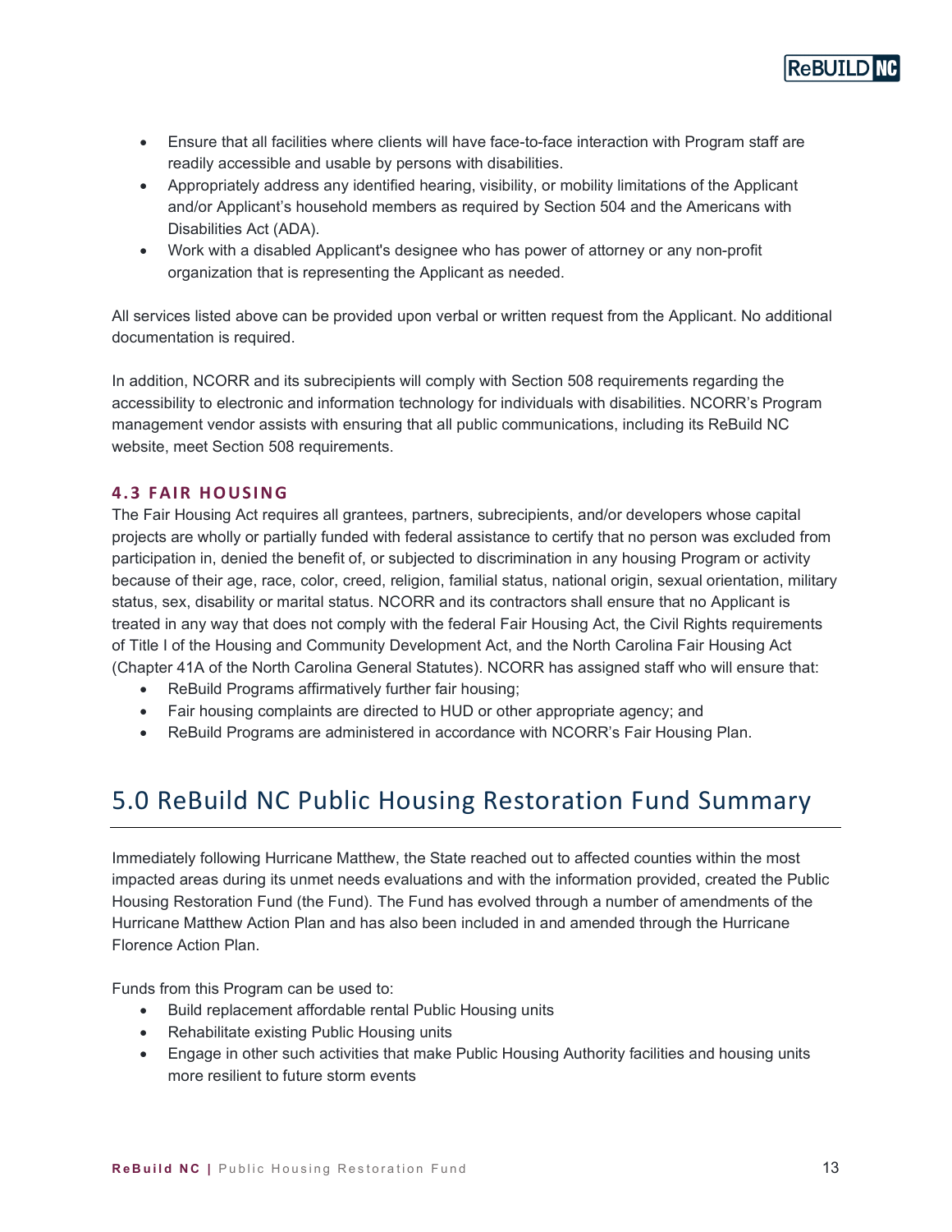- Ensure that all facilities where clients will have face-to-face interaction with Program staff are readily accessible and usable by persons with disabilities.
- Appropriately address any identified hearing, visibility, or mobility limitations of the Applicant and/or Applicant's household members as required by Section 504 and the Americans with Disabilities Act (ADA).
- Work with a disabled Applicant's designee who has power of attorney or any non-profit organization that is representing the Applicant as needed.

All services listed above can be provided upon verbal or written request from the Applicant. No additional documentation is required.

In addition, NCORR and its subrecipients will comply with Section 508 requirements regarding the accessibility to electronic and information technology for individuals with disabilities. NCORR's Program management vendor assists with ensuring that all public communications, including its ReBuild NC website, meet Section 508 requirements.

### 4.3 FAIR HOUSING

The Fair Housing Act requires all grantees, partners, subrecipients, and/or developers whose capital projects are wholly or partially funded with federal assistance to certify that no person was excluded from participation in, denied the benefit of, or subjected to discrimination in any housing Program or activity because of their age, race, color, creed, religion, familial status, national origin, sexual orientation, military status, sex, disability or marital status. NCORR and its contractors shall ensure that no Applicant is treated in any way that does not comply with the federal Fair Housing Act, the Civil Rights requirements of Title I of the Housing and Community Development Act, and the North Carolina Fair Housing Act (Chapter 41A of the North Carolina General Statutes). NCORR has assigned staff who will ensure that:

- ReBuild Programs affirmatively further fair housing;
- Fair housing complaints are directed to HUD or other appropriate agency; and
- ReBuild Programs are administered in accordance with NCORR's Fair Housing Plan.

# 5.0 ReBuild NC Public Housing Restoration Fund Summary

Immediately following Hurricane Matthew, the State reached out to affected counties within the most impacted areas during its unmet needs evaluations and with the information provided, created the Public Housing Restoration Fund (the Fund). The Fund has evolved through a number of amendments of the Hurricane Matthew Action Plan and has also been included in and amended through the Hurricane Florence Action Plan.

Funds from this Program can be used to:

- Build replacement affordable rental Public Housing units
- Rehabilitate existing Public Housing units
- Engage in other such activities that make Public Housing Authority facilities and housing units more resilient to future storm events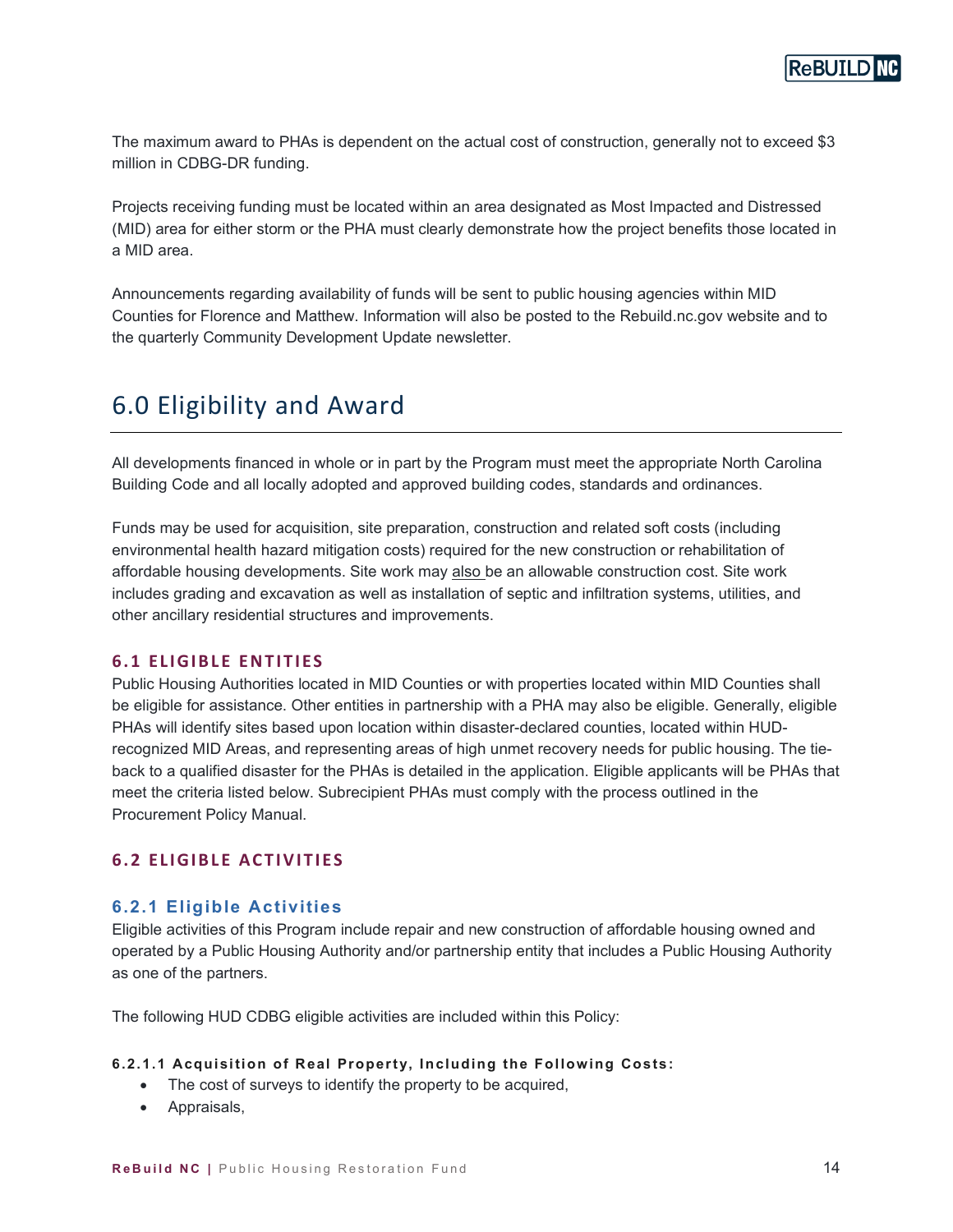The maximum award to PHAs is dependent on the actual cost of construction, generally not to exceed $3 million in CDBG-DR funding.

Projects receiving funding must be located within an area designated as Most Impacted and Distressed (MID) area for either storm or the PHA must clearly demonstrate how the project benefits those located in a MID area.

Announcements regarding availability of funds will be sent to public housing agencies within MID Counties for Florence and Matthew. Information will also be posted to the Rebuild.nc.gov website and to the quarterly Community Development Update newsletter.

# 6.0 Eligibility and Award

All developments financed in whole or in part by the Program must meet the appropriate North Carolina Building Code and all locally adopted and approved building codes, standards and ordinances.

Funds may be used for acquisition, site preparation, construction and related soft costs (including environmental health hazard mitigation costs) required for the new construction or rehabilitation of affordable housing developments. Site work may also be an allowable construction cost. Site work includes grading and excavation as well as installation of septic and infiltration systems, utilities, and other ancillary residential structures and improvements.

## 6.1 ELIGIBLE ENTITIES

Public Housing Authorities located in MID Counties or with properties located within MID Counties shall be eligible for assistance. Other entities in partnership with a PHA may also be eligible. Generally, eligible PHAs will identify sites based upon location within disaster-declared counties, located within HUD-recognized MID Areas, and representing areas of high unmet recovery needs for public housing. The tie-back to a qualified disaster for the PHAs is detailed in the application. Eligible applicants will be PHAs that meet the criteria listed below. Subrecipient PHAs must comply with the process outlined in the Procurement Policy Manual.

## 6.2 ELIGIBLE ACTIVITIES

### 6.2.1 Eligible Activities

Eligible activities of this Program include repair and new construction of affordable housing owned and operated by a Public Housing Authority and/or partnership entity that includes a Public Housing Authority as one of the partners.

The following HUD CDBG eligible activities are included within this Policy:

#### 6.2.1.1 Acquisition of Real Property, Including the Following Costs:

- The cost of surveys to identify the property to be acquired,
- Appraisals,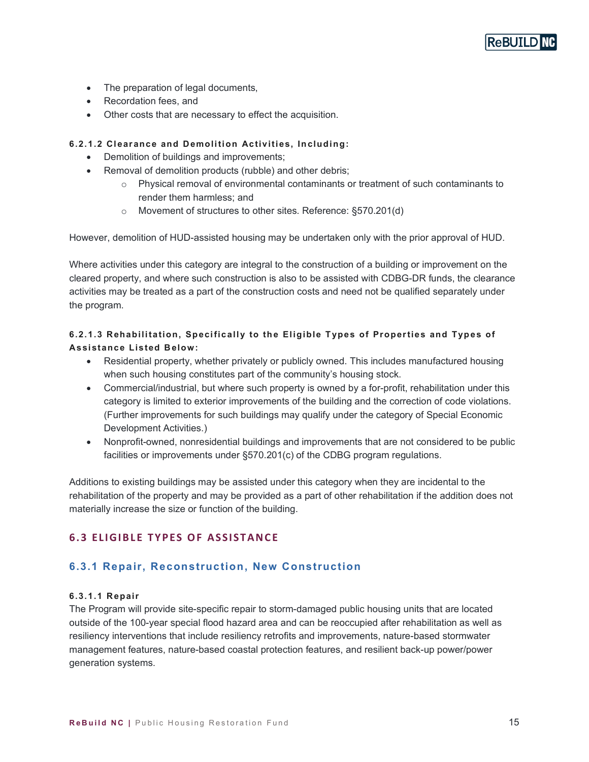- The preparation of legal documents,
- Recordation fees, and
- Other costs that are necessary to effect the acquisition.

#### 6.2.1.2 Clearance and Demolition Activities, Including:

- Demolition of buildings and improvements;
- Removal of demolition products (rubble) and other debris;
  - Physical removal of environmental contaminants or treatment of such contaminants to render them harmless; and
  - Movement of structures to other sites. Reference: §570.201(d)

However, demolition of HUD-assisted housing may be undertaken only with the prior approval of HUD.

Where activities under this category are integral to the construction of a building or improvement on the cleared property, and where such construction is also to be assisted with CDBG-DR funds, the clearance activities may be treated as a part of the construction costs and need not be qualified separately under the program.

#### 6.2.1.3 Rehabilitation, Specifically to the Eligible Types of Properties and Types of Assistance Listed Below:

- Residential property, whether privately or publicly owned. This includes manufactured housing when such housing constitutes part of the community's housing stock.
- Commercial/industrial, but where such property is owned by a for-profit, rehabilitation under this category is limited to exterior improvements of the building and the correction of code violations. (Further improvements for such buildings may qualify under the category of Special Economic Development Activities.)
- Nonprofit-owned, nonresidential buildings and improvements that are not considered to be public facilities or improvements under §570.201(c) of the CDBG program regulations.

Additions to existing buildings may be assisted under this category when they are incidental to the rehabilitation of the property and may be provided as a part of other rehabilitation if the addition does not materially increase the size or function of the building.

## 6.3 ELIGIBLE TYPES OF ASSISTANCE

### 6.3.1 Repair, Reconstruction, New Construction

#### 6.3.1.1 Repair

The Program will provide site-specific repair to storm-damaged public housing units that are located outside of the 100-year special flood hazard area and can be reoccupied after rehabilitation as well as resiliency interventions that include resiliency retrofits and improvements, nature-based stormwater management features, nature-based coastal protection features, and resilient back-up power/power generation systems.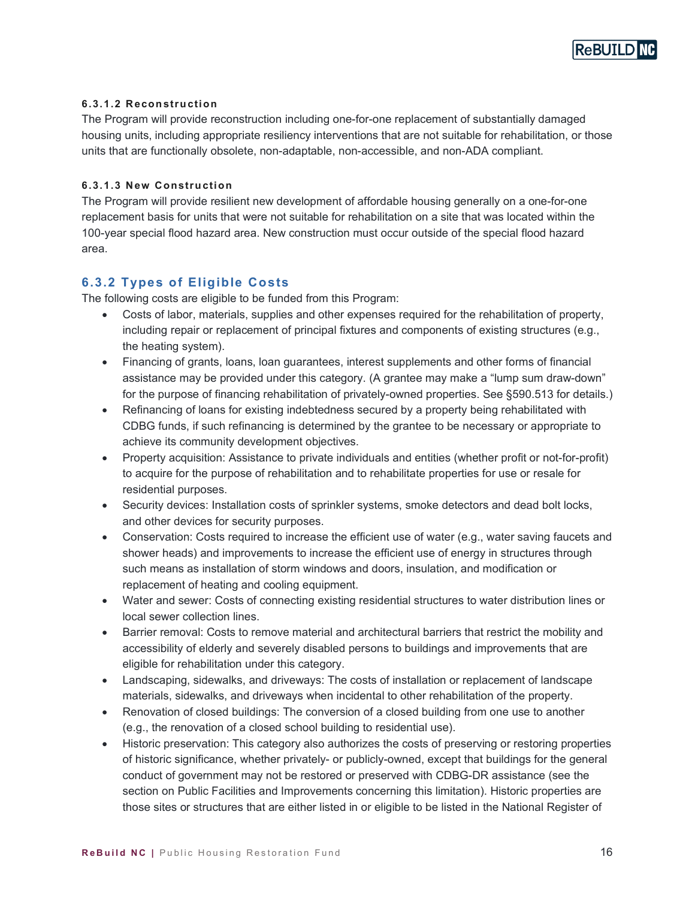#### 6.3.1.2 Reconstruction

The Program will provide reconstruction including one-for-one replacement of substantially damaged housing units, including appropriate resiliency interventions that are not suitable for rehabilitation, or those units that are functionally obsolete, non-adaptable, non-accessible, and non-ADA compliant.

#### 6.3.1.3 New Construction

The Program will provide resilient new development of affordable housing generally on a one-for-one replacement basis for units that were not suitable for rehabilitation on a site that was located within the 100-year special flood hazard area. New construction must occur outside of the special flood hazard area.

### 6.3.2 Types of Eligible Costs

The following costs are eligible to be funded from this Program:

- Costs of labor, materials, supplies and other expenses required for the rehabilitation of property, including repair or replacement of principal fixtures and components of existing structures (e.g., the heating system).
- Financing of grants, loans, loan guarantees, interest supplements and other forms of financial assistance may be provided under this category. (A grantee may make a "lump sum draw-down" for the purpose of financing rehabilitation of privately-owned properties. See §590.513 for details.)
- Refinancing of loans for existing indebtedness secured by a property being rehabilitated with CDBG funds, if such refinancing is determined by the grantee to be necessary or appropriate to achieve its community development objectives.
- Property acquisition: Assistance to private individuals and entities (whether profit or not-for-profit) to acquire for the purpose of rehabilitation and to rehabilitate properties for use or resale for residential purposes.
- Security devices: Installation costs of sprinkler systems, smoke detectors and dead bolt locks, and other devices for security purposes.
- Conservation: Costs required to increase the efficient use of water (e.g., water saving faucets and shower heads) and improvements to increase the efficient use of energy in structures through such means as installation of storm windows and doors, insulation, and modification or replacement of heating and cooling equipment.
- Water and sewer: Costs of connecting existing residential structures to water distribution lines or local sewer collection lines.
- Barrier removal: Costs to remove material and architectural barriers that restrict the mobility and accessibility of elderly and severely disabled persons to buildings and improvements that are eligible for rehabilitation under this category.
- Landscaping, sidewalks, and driveways: The costs of installation or replacement of landscape materials, sidewalks, and driveways when incidental to other rehabilitation of the property.
- Renovation of closed buildings: The conversion of a closed building from one use to another (e.g., the renovation of a closed school building to residential use).
- Historic preservation: This category also authorizes the costs of preserving or restoring properties of historic significance, whether privately- or publicly-owned, except that buildings for the general conduct of government may not be restored or preserved with CDBG-DR assistance (see the section on Public Facilities and Improvements concerning this limitation). Historic properties are those sites or structures that are either listed in or eligible to be listed in the National Register of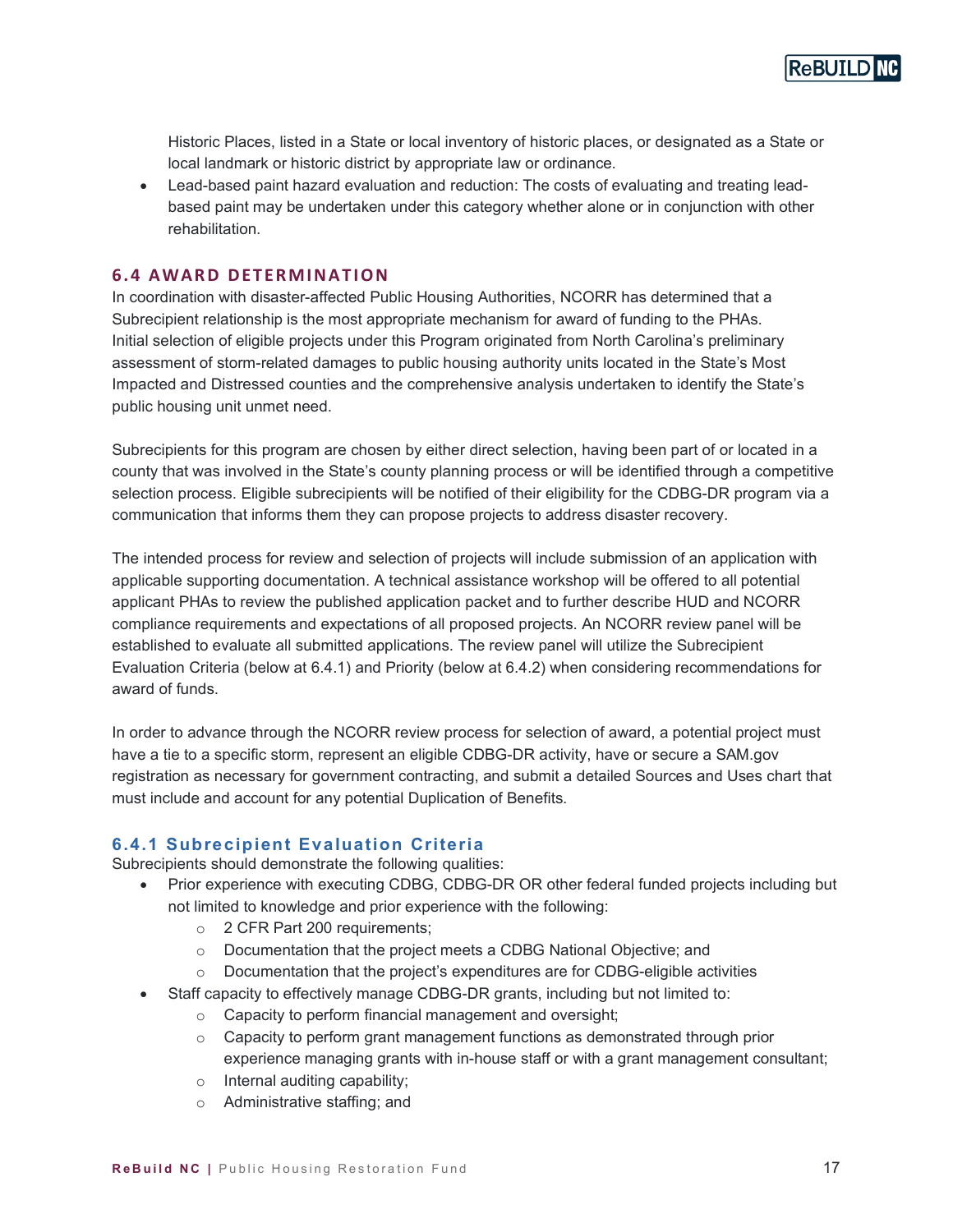Historic Places, listed in a State or local inventory of historic places, or designated as a State or local landmark or historic district by appropriate law or ordinance.
- Lead-based paint hazard evaluation and reduction: The costs of evaluating and treating lead-based paint may be undertaken under this category whether alone or in conjunction with other rehabilitation.

## 6.4 AWARD DETERMINATION

In coordination with disaster-affected Public Housing Authorities, NCORR has determined that a Subrecipient relationship is the most appropriate mechanism for award of funding to the PHAs. Initial selection of eligible projects under this Program originated from North Carolina's preliminary assessment of storm-related damages to public housing authority units located in the State's Most Impacted and Distressed counties and the comprehensive analysis undertaken to identify the State's public housing unit unmet need.

Subrecipients for this program are chosen by either direct selection, having been part of or located in a county that was involved in the State's county planning process or will be identified through a competitive selection process. Eligible subrecipients will be notified of their eligibility for the CDBG-DR program via a communication that informs them they can propose projects to address disaster recovery.

The intended process for review and selection of projects will include submission of an application with applicable supporting documentation. A technical assistance workshop will be offered to all potential applicant PHAs to review the published application packet and to further describe HUD and NCORR compliance requirements and expectations of all proposed projects. An NCORR review panel will be established to evaluate all submitted applications. The review panel will utilize the Subrecipient Evaluation Criteria (below at 6.4.1) and Priority (below at 6.4.2) when considering recommendations for award of funds.

In order to advance through the NCORR review process for selection of award, a potential project must have a tie to a specific storm, represent an eligible CDBG-DR activity, have or secure a SAM.gov registration as necessary for government contracting, and submit a detailed Sources and Uses chart that must include and account for any potential Duplication of Benefits.

### 6.4.1 Subrecipient Evaluation Criteria

Subrecipients should demonstrate the following qualities:

- Prior experience with executing CDBG, CDBG-DR OR other federal funded projects including but not limited to knowledge and prior experience with the following:
  - 2 CFR Part 200 requirements;
  - Documentation that the project meets a CDBG National Objective; and
  - Documentation that the project's expenditures are for CDBG-eligible activities
- Staff capacity to effectively manage CDBG-DR grants, including but not limited to:
  - Capacity to perform financial management and oversight;
  - Capacity to perform grant management functions as demonstrated through prior experience managing grants with in-house staff or with a grant management consultant;
  - Internal auditing capability;
  - Administrative staffing; and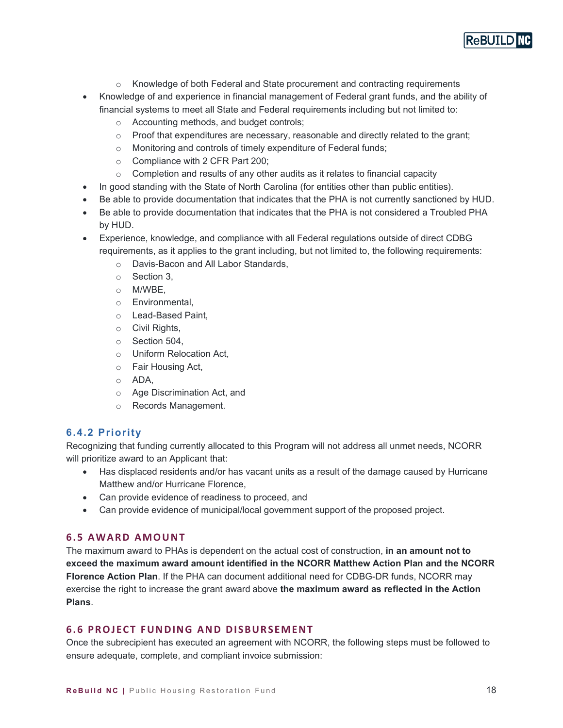- Knowledge of both Federal and State procurement and contracting requirements
- Knowledge of and experience in financial management of Federal grant funds, and the ability of financial systems to meet all State and Federal requirements including but not limited to:
  - Accounting methods, and budget controls;
  - Proof that expenditures are necessary, reasonable and directly related to the grant;
  - Monitoring and controls of timely expenditure of Federal funds;
  - Compliance with 2 CFR Part 200;
  - Completion and results of any other audits as it relates to financial capacity
- In good standing with the State of North Carolina (for entities other than public entities).
- Be able to provide documentation that indicates that the PHA is not currently sanctioned by HUD.
- Be able to provide documentation that indicates that the PHA is not considered a Troubled PHA by HUD.
- Experience, knowledge, and compliance with all Federal regulations outside of direct CDBG requirements, as it applies to the grant including, but not limited to, the following requirements:
  - Davis-Bacon and All Labor Standards,
  - Section 3,
  - M/WBE,
  - Environmental,
  - Lead-Based Paint,
  - Civil Rights,
  - Section 504,
  - Uniform Relocation Act,
  - Fair Housing Act,
  - ADA,
  - Age Discrimination Act, and
  - Records Management.

### 6.4.2 Priority

Recognizing that funding currently allocated to this Program will not address all unmet needs, NCORR will prioritize award to an Applicant that:

- Has displaced residents and/or has vacant units as a result of the damage caused by Hurricane Matthew and/or Hurricane Florence,
- Can provide evidence of readiness to proceed, and
- Can provide evidence of municipal/local government support of the proposed project.

## 6.5 AWARD AMOUNT

The maximum award to PHAs is dependent on the actual cost of construction, **in an amount not to exceed the maximum award amount identified in the NCORR Matthew Action Plan and the NCORR Florence Action Plan**. If the PHA can document additional need for CDBG-DR funds, NCORR may exercise the right to increase the grant award above **the maximum award as reflected in the Action Plans**.

## 6.6 PROJECT FUNDING AND DISBURSEMENT

Once the subrecipient has executed an agreement with NCORR, the following steps must be followed to ensure adequate, complete, and compliant invoice submission: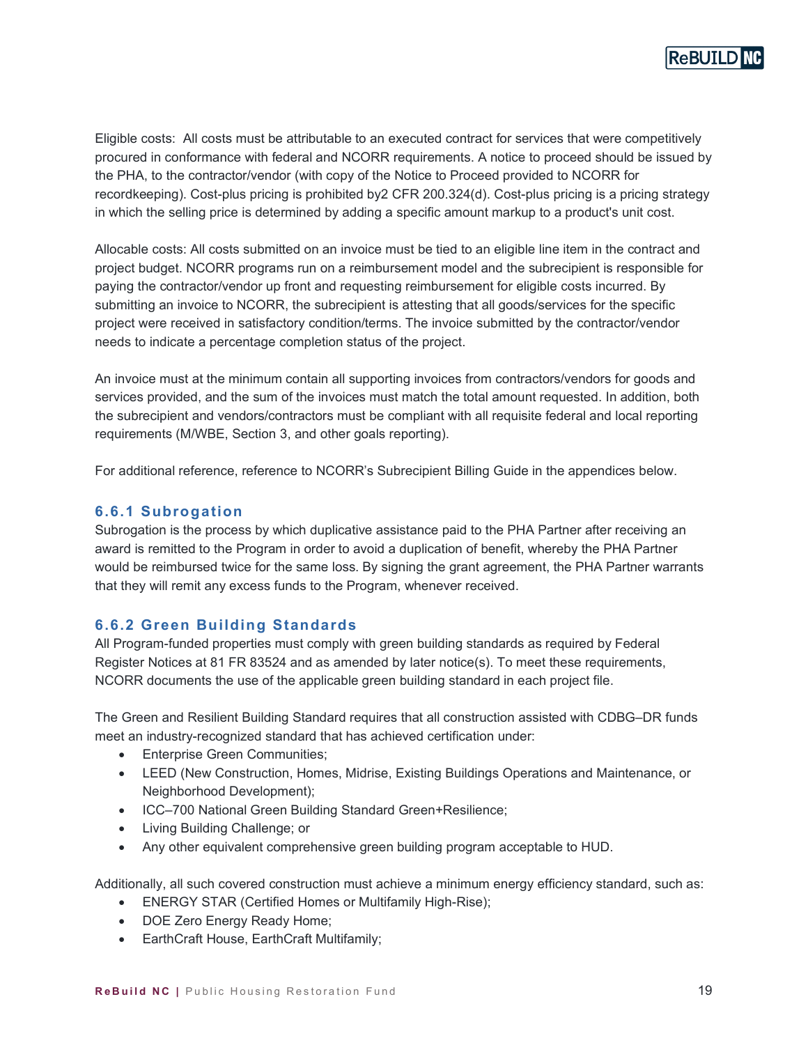Eligible costs: All costs must be attributable to an executed contract for services that were competitively procured in conformance with federal and NCORR requirements. A notice to proceed should be issued by the PHA, to the contractor/vendor (with copy of the Notice to Proceed provided to NCORR for recordkeeping). Cost-plus pricing is prohibited by2 CFR 200.324(d). Cost-plus pricing is a pricing strategy in which the selling price is determined by adding a specific amount markup to a product's unit cost.

Allocable costs: All costs submitted on an invoice must be tied to an eligible line item in the contract and project budget. NCORR programs run on a reimbursement model and the subrecipient is responsible for paying the contractor/vendor up front and requesting reimbursement for eligible costs incurred. By submitting an invoice to NCORR, the subrecipient is attesting that all goods/services for the specific project were received in satisfactory condition/terms. The invoice submitted by the contractor/vendor needs to indicate a percentage completion status of the project.

An invoice must at the minimum contain all supporting invoices from contractors/vendors for goods and services provided, and the sum of the invoices must match the total amount requested. In addition, both the subrecipient and vendors/contractors must be compliant with all requisite federal and local reporting requirements (M/WBE, Section 3, and other goals reporting).

For additional reference, reference to NCORR's Subrecipient Billing Guide in the appendices below.

### 6.6.1 Subrogation

Subrogation is the process by which duplicative assistance paid to the PHA Partner after receiving an award is remitted to the Program in order to avoid a duplication of benefit, whereby the PHA Partner would be reimbursed twice for the same loss. By signing the grant agreement, the PHA Partner warrants that they will remit any excess funds to the Program, whenever received.

### 6.6.2 Green Building Standards

All Program-funded properties must comply with green building standards as required by Federal Register Notices at 81 FR 83524 and as amended by later notice(s). To meet these requirements, NCORR documents the use of the applicable green building standard in each project file.

The Green and Resilient Building Standard requires that all construction assisted with CDBG–DR funds meet an industry-recognized standard that has achieved certification under:

- Enterprise Green Communities;
- LEED (New Construction, Homes, Midrise, Existing Buildings Operations and Maintenance, or Neighborhood Development);
- ICC–700 National Green Building Standard Green+Resilience;
- Living Building Challenge; or
- Any other equivalent comprehensive green building program acceptable to HUD.

Additionally, all such covered construction must achieve a minimum energy efficiency standard, such as:

- ENERGY STAR (Certified Homes or Multifamily High-Rise);
- DOE Zero Energy Ready Home;
- EarthCraft House, EarthCraft Multifamily;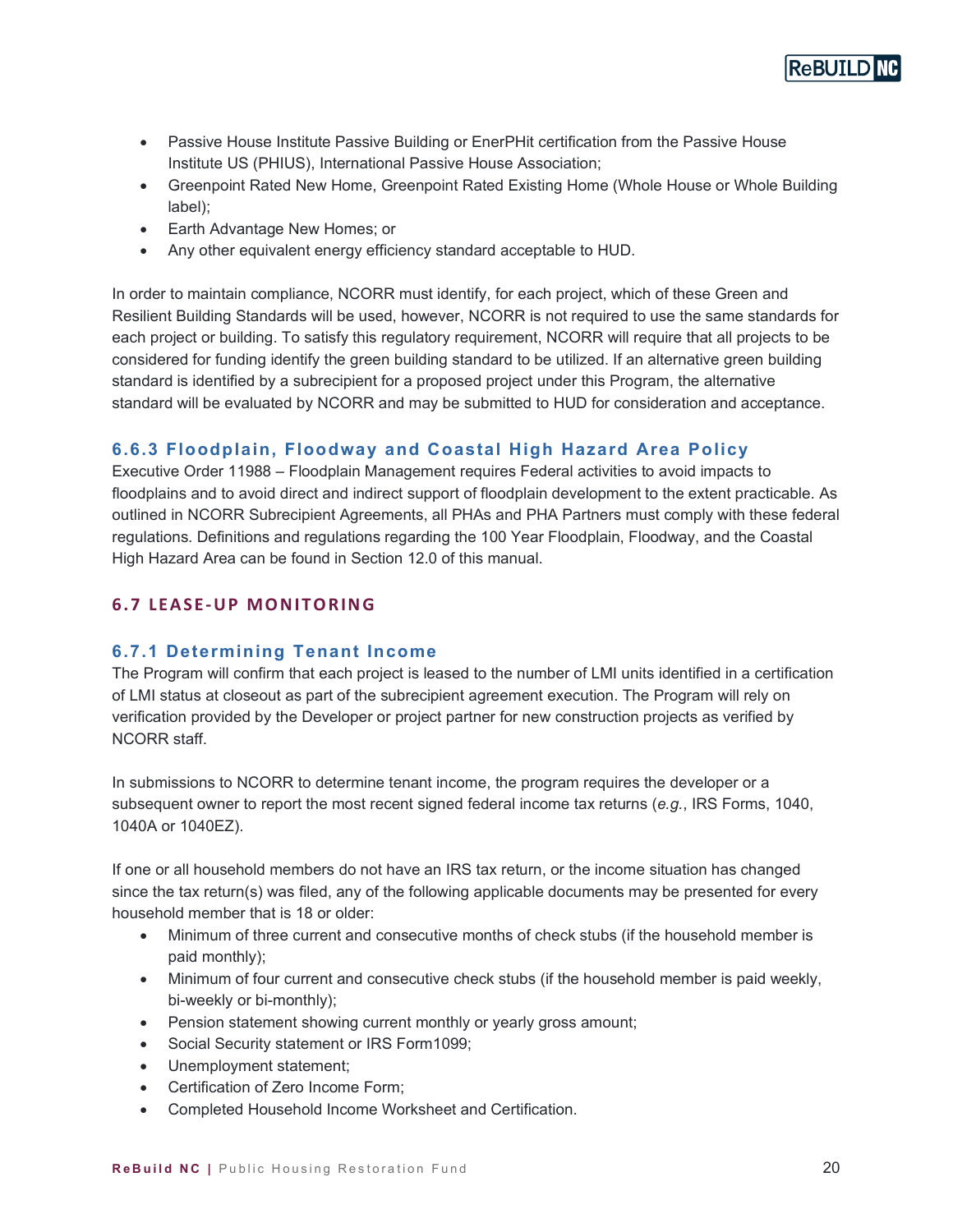- Passive House Institute Passive Building or EnerPHit certification from the Passive House Institute US (PHIUS), International Passive House Association;
- Greenpoint Rated New Home, Greenpoint Rated Existing Home (Whole House or Whole Building label);
- Earth Advantage New Homes; or
- Any other equivalent energy efficiency standard acceptable to HUD.

In order to maintain compliance, NCORR must identify, for each project, which of these Green and Resilient Building Standards will be used, however, NCORR is not required to use the same standards for each project or building. To satisfy this regulatory requirement, NCORR will require that all projects to be considered for funding identify the green building standard to be utilized. If an alternative green building standard is identified by a subrecipient for a proposed project under this Program, the alternative standard will be evaluated by NCORR and may be submitted to HUD for consideration and acceptance.

### 6.6.3 Floodplain, Floodway and Coastal High Hazard Area Policy

Executive Order 11988 – Floodplain Management requires Federal activities to avoid impacts to floodplains and to avoid direct and indirect support of floodplain development to the extent practicable. As outlined in NCORR Subrecipient Agreements, all PHAs and PHA Partners must comply with these federal regulations. Definitions and regulations regarding the 100 Year Floodplain, Floodway, and the Coastal High Hazard Area can be found in Section 12.0 of this manual.

## 6.7 LEASE-UP MONITORING

### 6.7.1 Determining Tenant Income

The Program will confirm that each project is leased to the number of LMI units identified in a certification of LMI status at closeout as part of the subrecipient agreement execution. The Program will rely on verification provided by the Developer or project partner for new construction projects as verified by NCORR staff.

In submissions to NCORR to determine tenant income, the program requires the developer or a subsequent owner to report the most recent signed federal income tax returns (*e.g.*, IRS Forms, 1040, 1040A or 1040EZ).

If one or all household members do not have an IRS tax return, or the income situation has changed since the tax return(s) was filed, any of the following applicable documents may be presented for every household member that is 18 or older:

- Minimum of three current and consecutive months of check stubs (if the household member is paid monthly);
- Minimum of four current and consecutive check stubs (if the household member is paid weekly, bi-weekly or bi-monthly);
- Pension statement showing current monthly or yearly gross amount;
- Social Security statement or IRS Form1099;
- Unemployment statement;
- Certification of Zero Income Form;
- Completed Household Income Worksheet and Certification.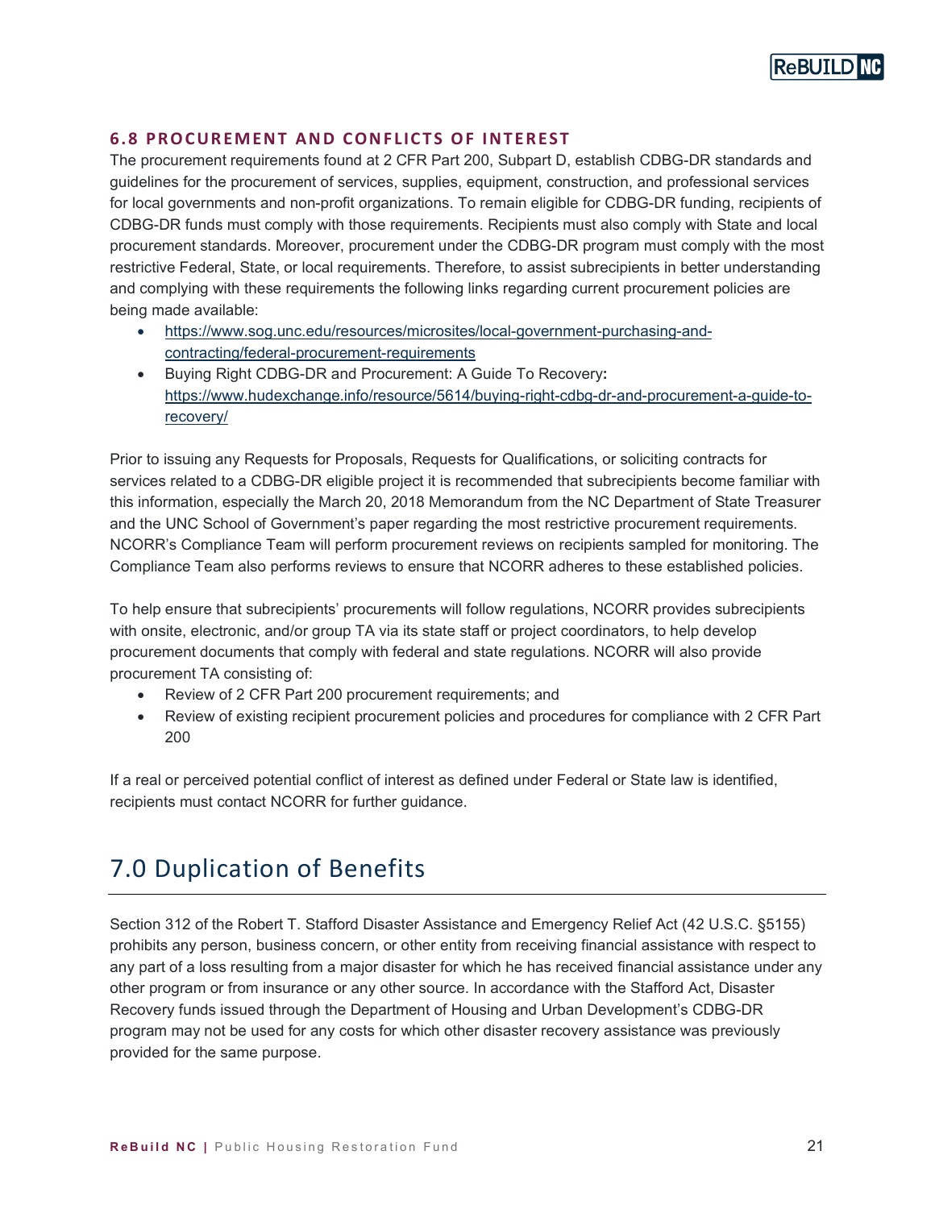### 6.8 PROCUREMENT AND CONFLICTS OF INTEREST

The procurement requirements found at 2 CFR Part 200, Subpart D, establish CDBG-DR standards and guidelines for the procurement of services, supplies, equipment, construction, and professional services for local governments and non-profit organizations. To remain eligible for CDBG-DR funding, recipients of CDBG-DR funds must comply with those requirements. Recipients must also comply with State and local procurement standards. Moreover, procurement under the CDBG-DR program must comply with the most restrictive Federal, State, or local requirements. Therefore, to assist subrecipients in better understanding and complying with these requirements the following links regarding current procurement policies are being made available:

- https://www.sog.unc.edu/resources/microsites/local-government-purchasing-and-contracting/federal-procurement-requirements
- Buying Right CDBG-DR and Procurement: A Guide To Recovery: https://www.hudexchange.info/resource/5614/buying-right-cdbg-dr-and-procurement-a-guide-to-recovery/

Prior to issuing any Requests for Proposals, Requests for Qualifications, or soliciting contracts for services related to a CDBG-DR eligible project it is recommended that subrecipients become familiar with this information, especially the March 20, 2018 Memorandum from the NC Department of State Treasurer and the UNC School of Government's paper regarding the most restrictive procurement requirements. NCORR's Compliance Team will perform procurement reviews on recipients sampled for monitoring. The Compliance Team also performs reviews to ensure that NCORR adheres to these established policies.

To help ensure that subrecipients' procurements will follow regulations, NCORR provides subrecipients with onsite, electronic, and/or group TA via its state staff or project coordinators, to help develop procurement documents that comply with federal and state regulations. NCORR will also provide procurement TA consisting of:

- Review of 2 CFR Part 200 procurement requirements; and
- Review of existing recipient procurement policies and procedures for compliance with 2 CFR Part 200

If a real or perceived potential conflict of interest as defined under Federal or State law is identified, recipients must contact NCORR for further guidance.

# 7.0 Duplication of Benefits

Section 312 of the Robert T. Stafford Disaster Assistance and Emergency Relief Act (42 U.S.C. §5155) prohibits any person, business concern, or other entity from receiving financial assistance with respect to any part of a loss resulting from a major disaster for which he has received financial assistance under any other program or from insurance or any other source. In accordance with the Stafford Act, Disaster Recovery funds issued through the Department of Housing and Urban Development's CDBG-DR program may not be used for any costs for which other disaster recovery assistance was previously provided for the same purpose.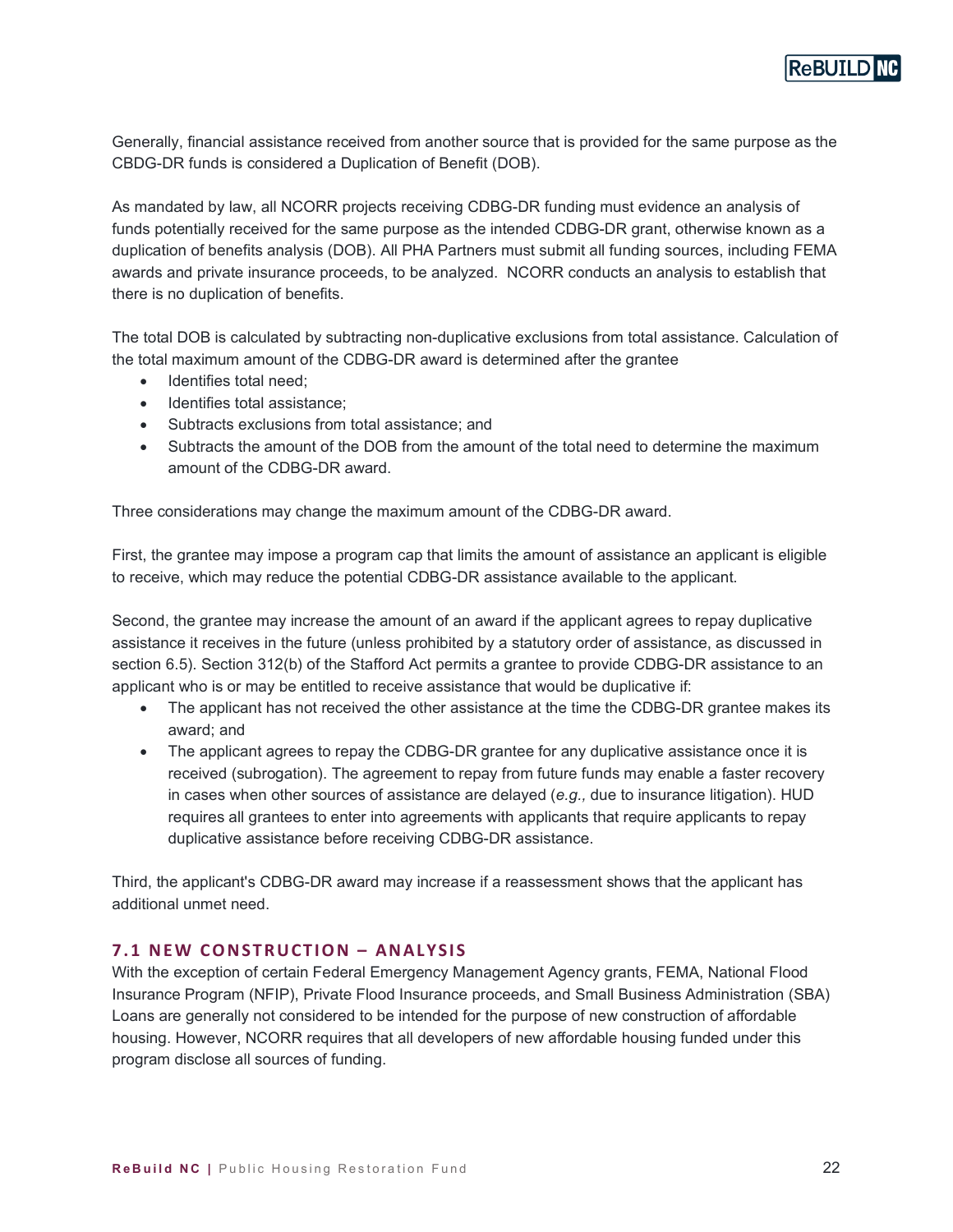Generally, financial assistance received from another source that is provided for the same purpose as the CBDG-DR funds is considered a Duplication of Benefit (DOB).

As mandated by law, all NCORR projects receiving CDBG-DR funding must evidence an analysis of funds potentially received for the same purpose as the intended CDBG-DR grant, otherwise known as a duplication of benefits analysis (DOB). All PHA Partners must submit all funding sources, including FEMA awards and private insurance proceeds, to be analyzed. NCORR conducts an analysis to establish that there is no duplication of benefits.

The total DOB is calculated by subtracting non-duplicative exclusions from total assistance. Calculation of the total maximum amount of the CDBG-DR award is determined after the grantee

- Identifies total need;
- Identifies total assistance;
- Subtracts exclusions from total assistance; and
- Subtracts the amount of the DOB from the amount of the total need to determine the maximum amount of the CDBG-DR award.

Three considerations may change the maximum amount of the CDBG-DR award.

First, the grantee may impose a program cap that limits the amount of assistance an applicant is eligible to receive, which may reduce the potential CDBG-DR assistance available to the applicant.

Second, the grantee may increase the amount of an award if the applicant agrees to repay duplicative assistance it receives in the future (unless prohibited by a statutory order of assistance, as discussed in section 6.5). Section 312(b) of the Stafford Act permits a grantee to provide CDBG-DR assistance to an applicant who is or may be entitled to receive assistance that would be duplicative if:

- The applicant has not received the other assistance at the time the CDBG-DR grantee makes its award; and
- The applicant agrees to repay the CDBG-DR grantee for any duplicative assistance once it is received (subrogation). The agreement to repay from future funds may enable a faster recovery in cases when other sources of assistance are delayed (*e.g.,* due to insurance litigation). HUD requires all grantees to enter into agreements with applicants that require applicants to repay duplicative assistance before receiving CDBG-DR assistance.

Third, the applicant's CDBG-DR award may increase if a reassessment shows that the applicant has additional unmet need.

## 7.1 NEW CONSTRUCTION – ANALYSIS

With the exception of certain Federal Emergency Management Agency grants, FEMA, National Flood Insurance Program (NFIP), Private Flood Insurance proceeds, and Small Business Administration (SBA) Loans are generally not considered to be intended for the purpose of new construction of affordable housing. However, NCORR requires that all developers of new affordable housing funded under this program disclose all sources of funding.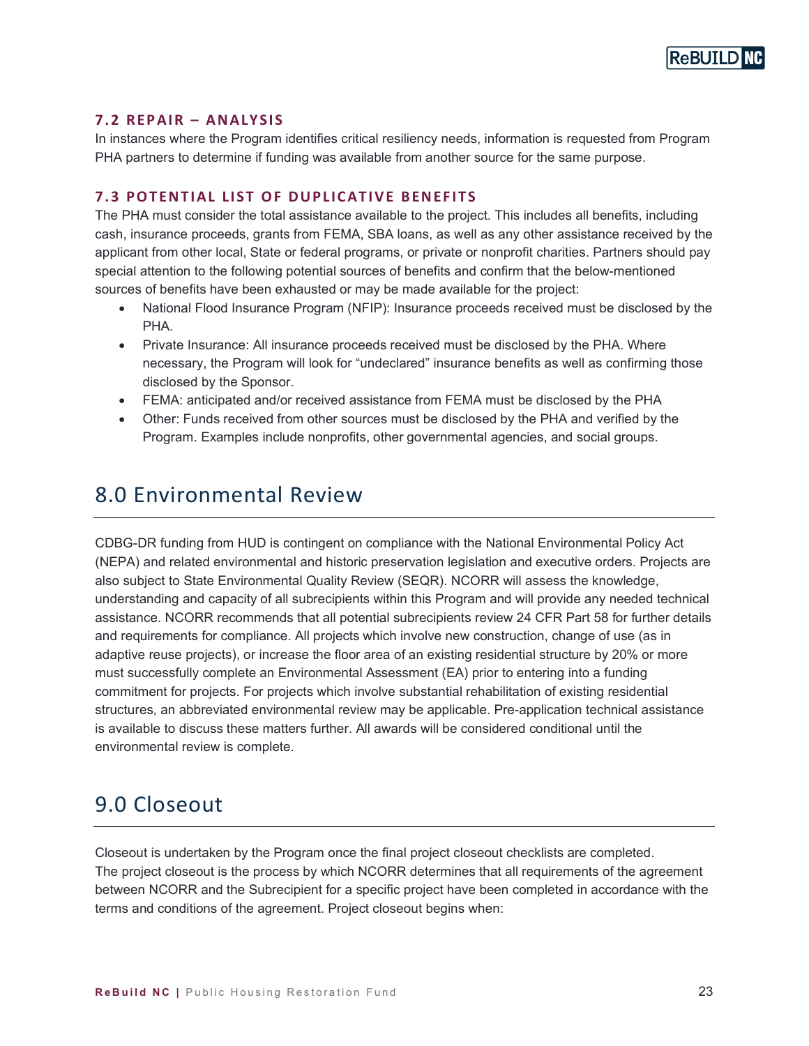### 7.2 REPAIR – ANALYSIS

In instances where the Program identifies critical resiliency needs, information is requested from Program PHA partners to determine if funding was available from another source for the same purpose.

### 7.3 POTENTIAL LIST OF DUPLICATIVE BENEFITS

The PHA must consider the total assistance available to the project. This includes all benefits, including cash, insurance proceeds, grants from FEMA, SBA loans, as well as any other assistance received by the applicant from other local, State or federal programs, or private or nonprofit charities. Partners should pay special attention to the following potential sources of benefits and confirm that the below-mentioned sources of benefits have been exhausted or may be made available for the project:

- National Flood Insurance Program (NFIP): Insurance proceeds received must be disclosed by the PHA.
- Private Insurance: All insurance proceeds received must be disclosed by the PHA. Where necessary, the Program will look for "undeclared" insurance benefits as well as confirming those disclosed by the Sponsor.
- FEMA: anticipated and/or received assistance from FEMA must be disclosed by the PHA
- Other: Funds received from other sources must be disclosed by the PHA and verified by the Program. Examples include nonprofits, other governmental agencies, and social groups.

## 8.0 Environmental Review

CDBG-DR funding from HUD is contingent on compliance with the National Environmental Policy Act (NEPA) and related environmental and historic preservation legislation and executive orders. Projects are also subject to State Environmental Quality Review (SEQR). NCORR will assess the knowledge, understanding and capacity of all subrecipients within this Program and will provide any needed technical assistance. NCORR recommends that all potential subrecipients review 24 CFR Part 58 for further details and requirements for compliance. All projects which involve new construction, change of use (as in adaptive reuse projects), or increase the floor area of an existing residential structure by 20% or more must successfully complete an Environmental Assessment (EA) prior to entering into a funding commitment for projects. For projects which involve substantial rehabilitation of existing residential structures, an abbreviated environmental review may be applicable. Pre-application technical assistance is available to discuss these matters further. All awards will be considered conditional until the environmental review is complete.

## 9.0 Closeout

Closeout is undertaken by the Program once the final project closeout checklists are completed. The project closeout is the process by which NCORR determines that all requirements of the agreement between NCORR and the Subrecipient for a specific project have been completed in accordance with the terms and conditions of the agreement. Project closeout begins when: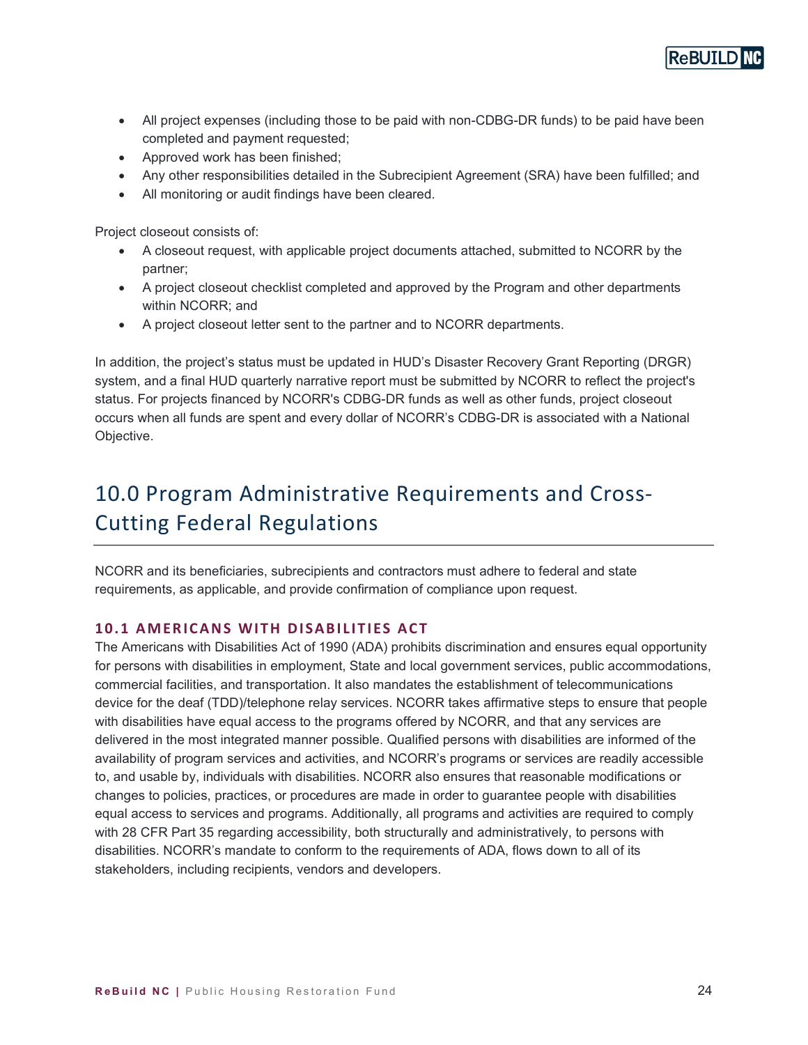- All project expenses (including those to be paid with non-CDBG-DR funds) to be paid have been completed and payment requested;
- Approved work has been finished;
- Any other responsibilities detailed in the Subrecipient Agreement (SRA) have been fulfilled; and
- All monitoring or audit findings have been cleared.

Project closeout consists of:

- A closeout request, with applicable project documents attached, submitted to NCORR by the partner;
- A project closeout checklist completed and approved by the Program and other departments within NCORR; and
- A project closeout letter sent to the partner and to NCORR departments.

In addition, the project's status must be updated in HUD's Disaster Recovery Grant Reporting (DRGR) system, and a final HUD quarterly narrative report must be submitted by NCORR to reflect the project's status. For projects financed by NCORR's CDBG-DR funds as well as other funds, project closeout occurs when all funds are spent and every dollar of NCORR's CDBG-DR is associated with a National Objective.

# 10.0 Program Administrative Requirements and Cross-Cutting Federal Regulations

NCORR and its beneficiaries, subrecipients and contractors must adhere to federal and state requirements, as applicable, and provide confirmation of compliance upon request.

## 10.1 AMERICANS WITH DISABILITIES ACT

The Americans with Disabilities Act of 1990 (ADA) prohibits discrimination and ensures equal opportunity for persons with disabilities in employment, State and local government services, public accommodations, commercial facilities, and transportation. It also mandates the establishment of telecommunications device for the deaf (TDD)/telephone relay services. NCORR takes affirmative steps to ensure that people with disabilities have equal access to the programs offered by NCORR, and that any services are delivered in the most integrated manner possible. Qualified persons with disabilities are informed of the availability of program services and activities, and NCORR's programs or services are readily accessible to, and usable by, individuals with disabilities. NCORR also ensures that reasonable modifications or changes to policies, practices, or procedures are made in order to guarantee people with disabilities equal access to services and programs. Additionally, all programs and activities are required to comply with 28 CFR Part 35 regarding accessibility, both structurally and administratively, to persons with disabilities. NCORR's mandate to conform to the requirements of ADA, flows down to all of its stakeholders, including recipients, vendors and developers.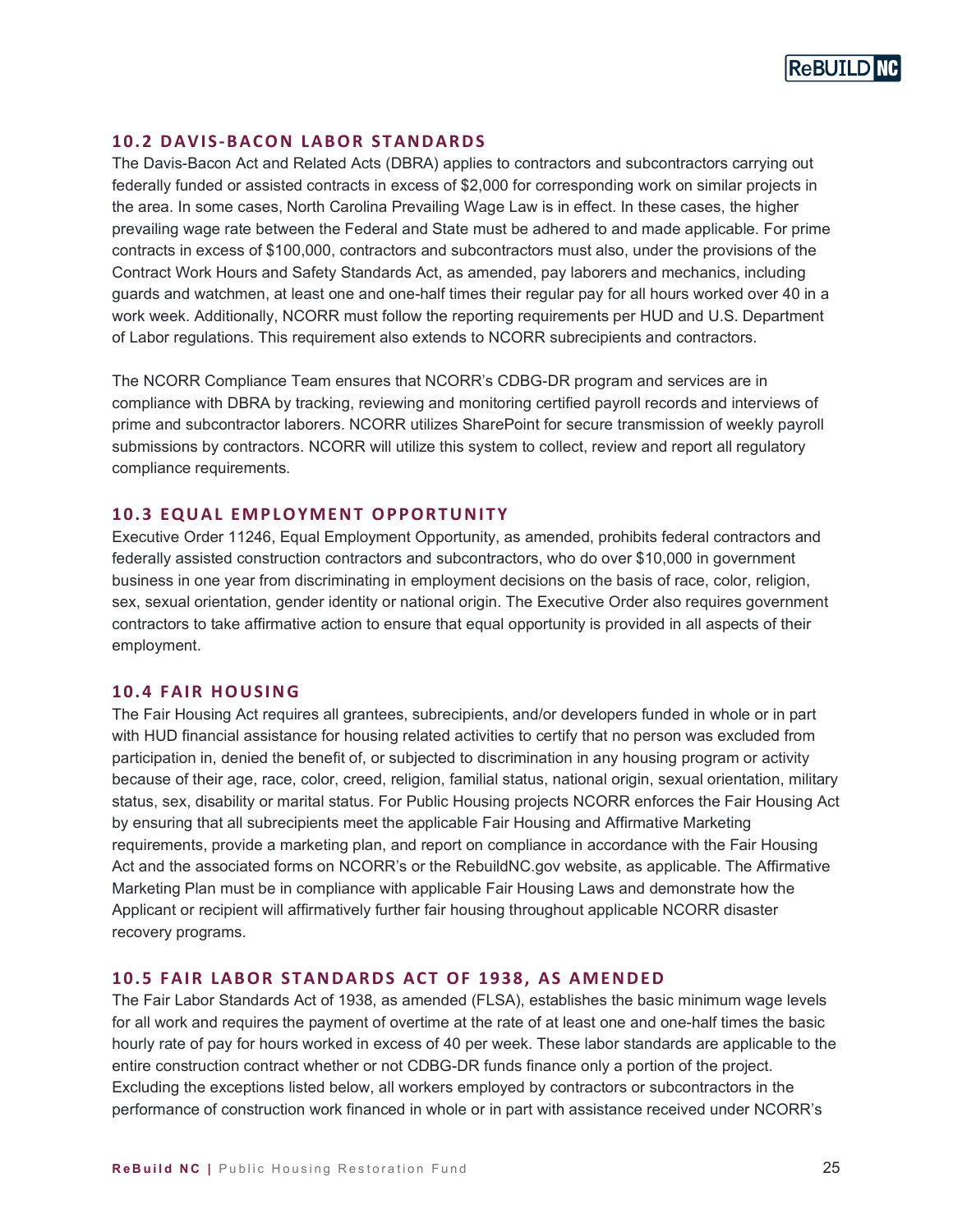### 10.2 DAVIS-BACON LABOR STANDARDS

The Davis-Bacon Act and Related Acts (DBRA) applies to contractors and subcontractors carrying out federally funded or assisted contracts in excess of $2,000 for corresponding work on similar projects in the area. In some cases, North Carolina Prevailing Wage Law is in effect. In these cases, the higher prevailing wage rate between the Federal and State must be adhered to and made applicable. For prime contracts in excess of $100,000, contractors and subcontractors must also, under the provisions of the Contract Work Hours and Safety Standards Act, as amended, pay laborers and mechanics, including guards and watchmen, at least one and one-half times their regular pay for all hours worked over 40 in a work week. Additionally, NCORR must follow the reporting requirements per HUD and U.S. Department of Labor regulations. This requirement also extends to NCORR subrecipients and contractors.

The NCORR Compliance Team ensures that NCORR's CDBG-DR program and services are in compliance with DBRA by tracking, reviewing and monitoring certified payroll records and interviews of prime and subcontractor laborers. NCORR utilizes SharePoint for secure transmission of weekly payroll submissions by contractors. NCORR will utilize this system to collect, review and report all regulatory compliance requirements.

### 10.3 EQUAL EMPLOYMENT OPPORTUNITY

Executive Order 11246, Equal Employment Opportunity, as amended, prohibits federal contractors and federally assisted construction contractors and subcontractors, who do over $10,000 in government business in one year from discriminating in employment decisions on the basis of race, color, religion, sex, sexual orientation, gender identity or national origin. The Executive Order also requires government contractors to take affirmative action to ensure that equal opportunity is provided in all aspects of their employment.

### 10.4 FAIR HOUSING

The Fair Housing Act requires all grantees, subrecipients, and/or developers funded in whole or in part with HUD financial assistance for housing related activities to certify that no person was excluded from participation in, denied the benefit of, or subjected to discrimination in any housing program or activity because of their age, race, color, creed, religion, familial status, national origin, sexual orientation, military status, sex, disability or marital status. For Public Housing projects NCORR enforces the Fair Housing Act by ensuring that all subrecipients meet the applicable Fair Housing and Affirmative Marketing requirements, provide a marketing plan, and report on compliance in accordance with the Fair Housing Act and the associated forms on NCORR's or the RebuildNC.gov website, as applicable. The Affirmative Marketing Plan must be in compliance with applicable Fair Housing Laws and demonstrate how the Applicant or recipient will affirmatively further fair housing throughout applicable NCORR disaster recovery programs.

### 10.5 FAIR LABOR STANDARDS ACT OF 1938, AS AMENDED

The Fair Labor Standards Act of 1938, as amended (FLSA), establishes the basic minimum wage levels for all work and requires the payment of overtime at the rate of at least one and one-half times the basic hourly rate of pay for hours worked in excess of 40 per week. These labor standards are applicable to the entire construction contract whether or not CDBG-DR funds finance only a portion of the project. Excluding the exceptions listed below, all workers employed by contractors or subcontractors in the performance of construction work financed in whole or in part with assistance received under NCORR's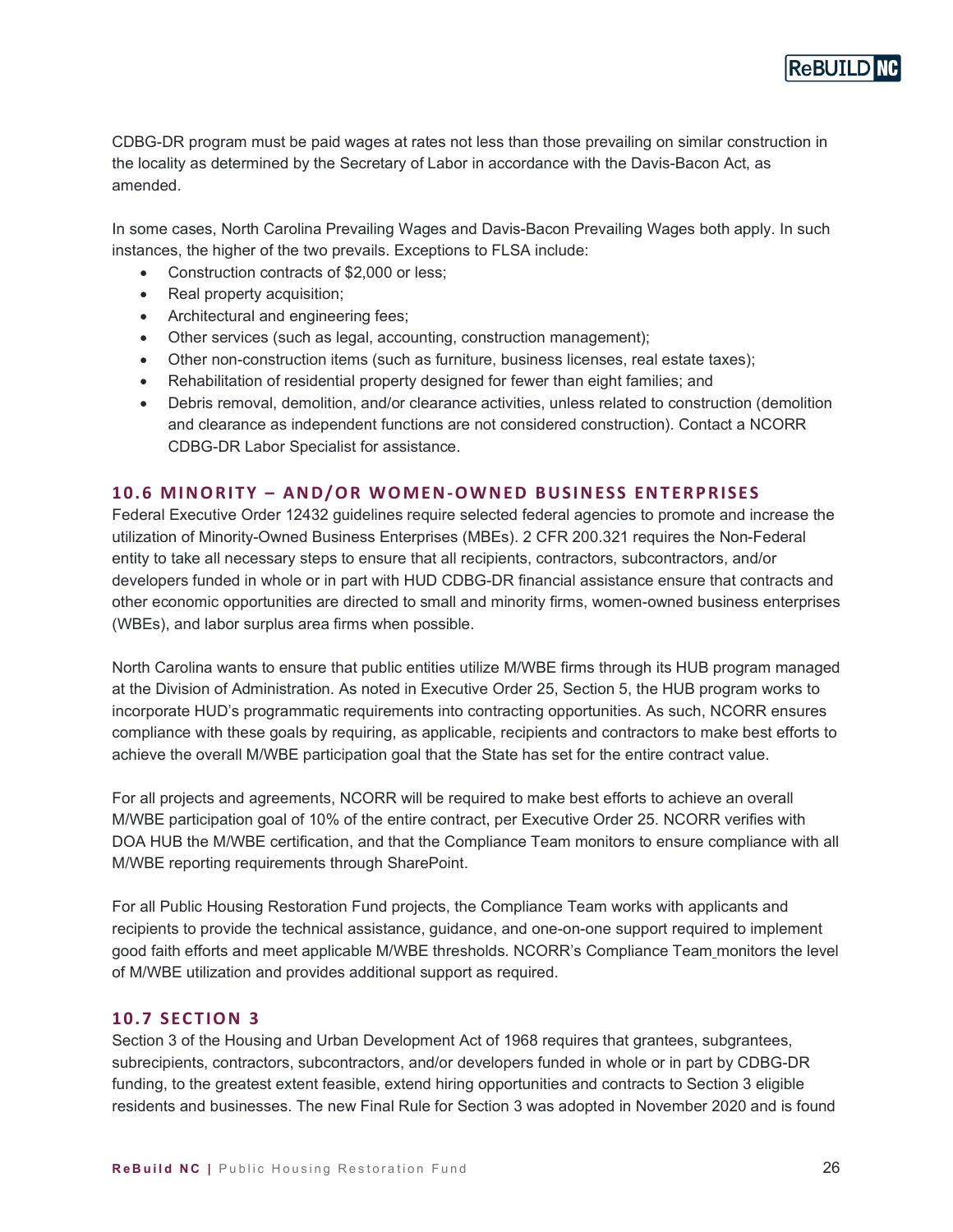CDBG-DR program must be paid wages at rates not less than those prevailing on similar construction in the locality as determined by the Secretary of Labor in accordance with the Davis-Bacon Act, as amended.

In some cases, North Carolina Prevailing Wages and Davis-Bacon Prevailing Wages both apply. In such instances, the higher of the two prevails. Exceptions to FLSA include:

- Construction contracts of $2,000 or less;
- Real property acquisition;
- Architectural and engineering fees;
- Other services (such as legal, accounting, construction management);
- Other non-construction items (such as furniture, business licenses, real estate taxes);
- Rehabilitation of residential property designed for fewer than eight families; and
- Debris removal, demolition, and/or clearance activities, unless related to construction (demolition and clearance as independent functions are not considered construction). Contact a NCORR CDBG-DR Labor Specialist for assistance.

### 10.6 MINORITY – AND/OR WOMEN-OWNED BUSINESS ENTERPRISES

Federal Executive Order 12432 guidelines require selected federal agencies to promote and increase the utilization of Minority-Owned Business Enterprises (MBEs). 2 CFR 200.321 requires the Non-Federal entity to take all necessary steps to ensure that all recipients, contractors, subcontractors, and/or developers funded in whole or in part with HUD CDBG-DR financial assistance ensure that contracts and other economic opportunities are directed to small and minority firms, women-owned business enterprises (WBEs), and labor surplus area firms when possible.

North Carolina wants to ensure that public entities utilize M/WBE firms through its HUB program managed at the Division of Administration. As noted in Executive Order 25, Section 5, the HUB program works to incorporate HUD's programmatic requirements into contracting opportunities. As such, NCORR ensures compliance with these goals by requiring, as applicable, recipients and contractors to make best efforts to achieve the overall M/WBE participation goal that the State has set for the entire contract value.

For all projects and agreements, NCORR will be required to make best efforts to achieve an overall M/WBE participation goal of 10% of the entire contract, per Executive Order 25. NCORR verifies with DOA HUB the M/WBE certification, and that the Compliance Team monitors to ensure compliance with all M/WBE reporting requirements through SharePoint.

For all Public Housing Restoration Fund projects, the Compliance Team works with applicants and recipients to provide the technical assistance, guidance, and one-on-one support required to implement good faith efforts and meet applicable M/WBE thresholds. NCORR's Compliance Team monitors the level of M/WBE utilization and provides additional support as required.

### 10.7 SECTION 3

Section 3 of the Housing and Urban Development Act of 1968 requires that grantees, subgrantees, subrecipients, contractors, subcontractors, and/or developers funded in whole or in part by CDBG-DR funding, to the greatest extent feasible, extend hiring opportunities and contracts to Section 3 eligible residents and businesses. The new Final Rule for Section 3 was adopted in November 2020 and is found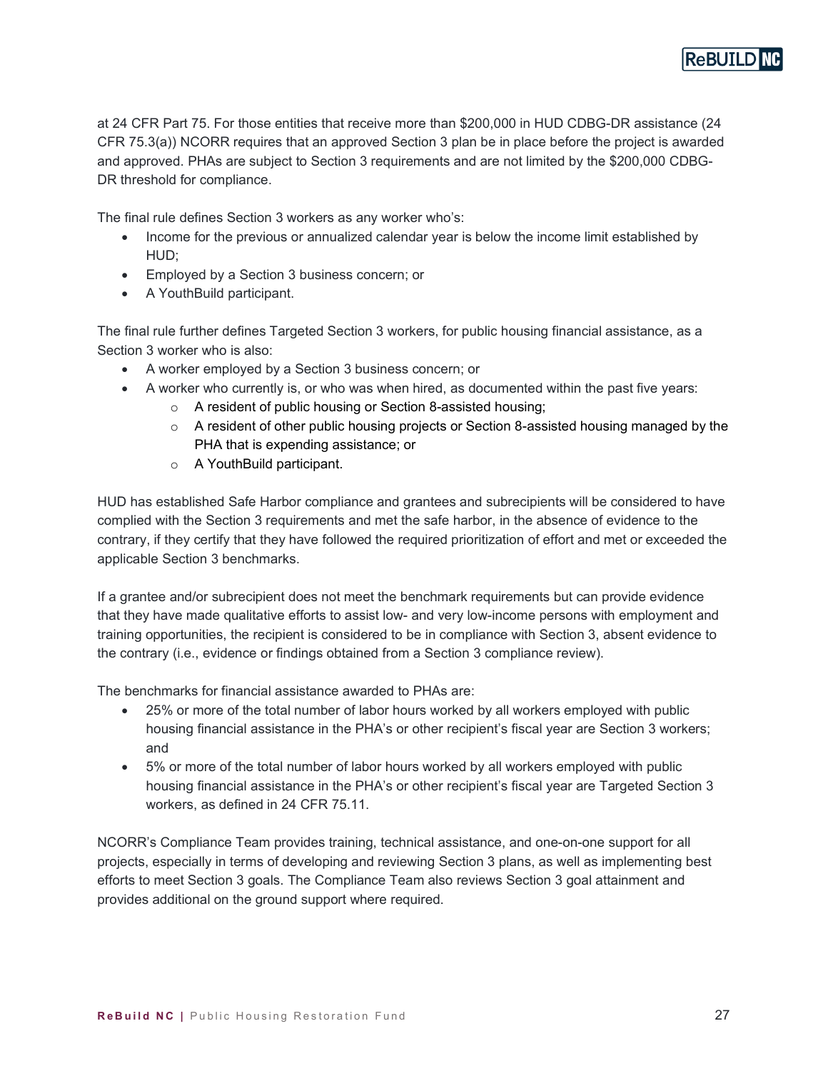at 24 CFR Part 75. For those entities that receive more than $200,000 in HUD CDBG-DR assistance (24 CFR 75.3(a)) NCORR requires that an approved Section 3 plan be in place before the project is awarded and approved. PHAs are subject to Section 3 requirements and are not limited by the $200,000 CDBG-DR threshold for compliance.

The final rule defines Section 3 workers as any worker who's:

- Income for the previous or annualized calendar year is below the income limit established by HUD;
- Employed by a Section 3 business concern; or
- A YouthBuild participant.

The final rule further defines Targeted Section 3 workers, for public housing financial assistance, as a Section 3 worker who is also:

- A worker employed by a Section 3 business concern; or
- A worker who currently is, or who was when hired, as documented within the past five years:
  - A resident of public housing or Section 8-assisted housing;
  - A resident of other public housing projects or Section 8-assisted housing managed by the PHA that is expending assistance; or
  - A YouthBuild participant.

HUD has established Safe Harbor compliance and grantees and subrecipients will be considered to have complied with the Section 3 requirements and met the safe harbor, in the absence of evidence to the contrary, if they certify that they have followed the required prioritization of effort and met or exceeded the applicable Section 3 benchmarks.

If a grantee and/or subrecipient does not meet the benchmark requirements but can provide evidence that they have made qualitative efforts to assist low- and very low-income persons with employment and training opportunities, the recipient is considered to be in compliance with Section 3, absent evidence to the contrary (i.e., evidence or findings obtained from a Section 3 compliance review).

The benchmarks for financial assistance awarded to PHAs are:

- 25% or more of the total number of labor hours worked by all workers employed with public housing financial assistance in the PHA's or other recipient's fiscal year are Section 3 workers; and
- 5% or more of the total number of labor hours worked by all workers employed with public housing financial assistance in the PHA's or other recipient's fiscal year are Targeted Section 3 workers, as defined in 24 CFR 75.11.

NCORR's Compliance Team provides training, technical assistance, and one-on-one support for all projects, especially in terms of developing and reviewing Section 3 plans, as well as implementing best efforts to meet Section 3 goals. The Compliance Team also reviews Section 3 goal attainment and provides additional on the ground support where required.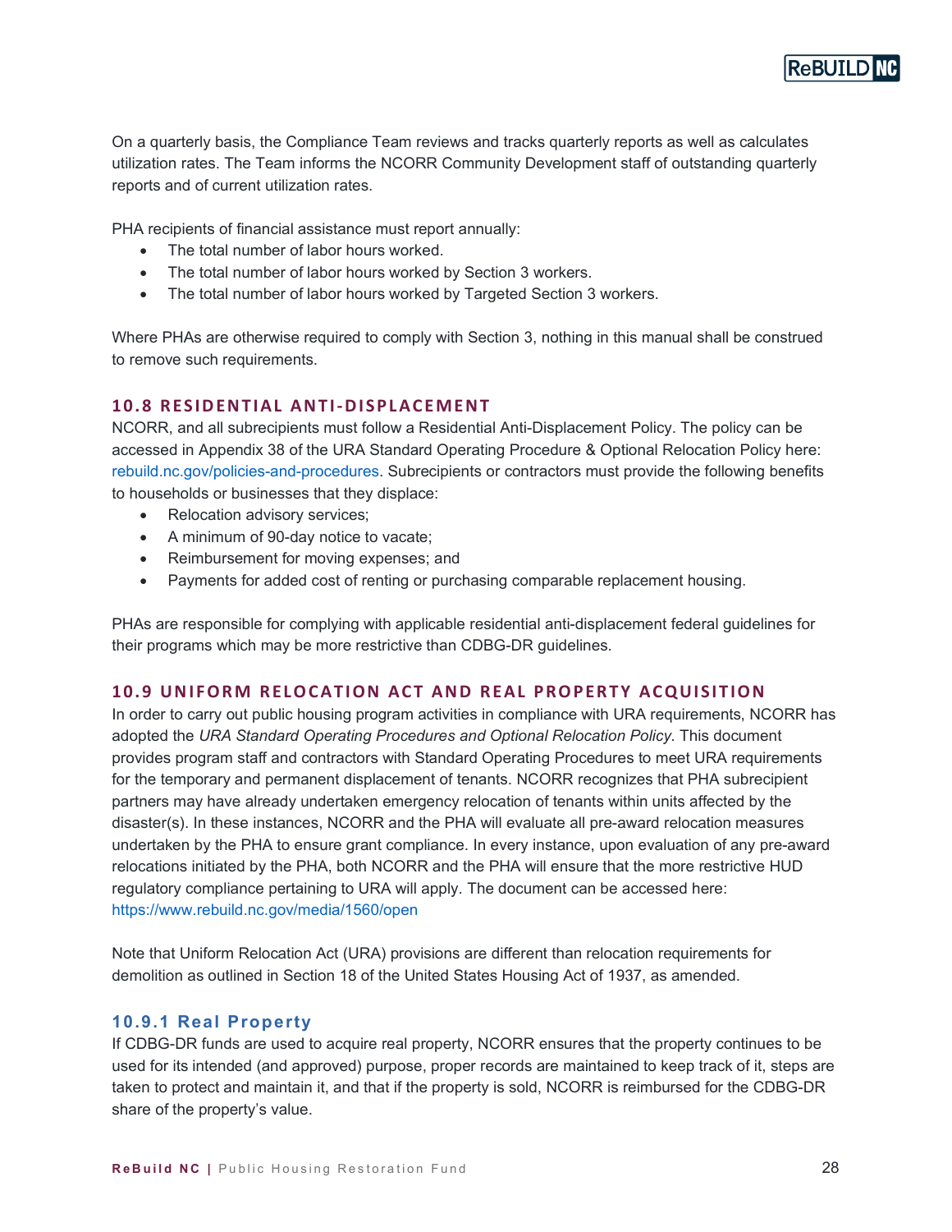On a quarterly basis, the Compliance Team reviews and tracks quarterly reports as well as calculates utilization rates. The Team informs the NCORR Community Development staff of outstanding quarterly reports and of current utilization rates.

PHA recipients of financial assistance must report annually:

- The total number of labor hours worked.
- The total number of labor hours worked by Section 3 workers.
- The total number of labor hours worked by Targeted Section 3 workers.

Where PHAs are otherwise required to comply with Section 3, nothing in this manual shall be construed to remove such requirements.

## 10.8 RESIDENTIAL ANTI-DISPLACEMENT

NCORR, and all subrecipients must follow a Residential Anti-Displacement Policy. The policy can be accessed in Appendix 38 of the URA Standard Operating Procedure & Optional Relocation Policy here: rebuild.nc.gov/policies-and-procedures. Subrecipients or contractors must provide the following benefits to households or businesses that they displace:

- Relocation advisory services;
- A minimum of 90-day notice to vacate;
- Reimbursement for moving expenses; and
- Payments for added cost of renting or purchasing comparable replacement housing.

PHAs are responsible for complying with applicable residential anti-displacement federal guidelines for their programs which may be more restrictive than CDBG-DR guidelines.

## 10.9 UNIFORM RELOCATION ACT AND REAL PROPERTY ACQUISITION

In order to carry out public housing program activities in compliance with URA requirements, NCORR has adopted the *URA Standard Operating Procedures and Optional Relocation Policy.* This document provides program staff and contractors with Standard Operating Procedures to meet URA requirements for the temporary and permanent displacement of tenants. NCORR recognizes that PHA subrecipient partners may have already undertaken emergency relocation of tenants within units affected by the disaster(s). In these instances, NCORR and the PHA will evaluate all pre-award relocation measures undertaken by the PHA to ensure grant compliance. In every instance, upon evaluation of any pre-award relocations initiated by the PHA, both NCORR and the PHA will ensure that the more restrictive HUD regulatory compliance pertaining to URA will apply. The document can be accessed here: https://www.rebuild.nc.gov/media/1560/open

Note that Uniform Relocation Act (URA) provisions are different than relocation requirements for demolition as outlined in Section 18 of the United States Housing Act of 1937, as amended.

### 10.9.1 Real Property

If CDBG-DR funds are used to acquire real property, NCORR ensures that the property continues to be used for its intended (and approved) purpose, proper records are maintained to keep track of it, steps are taken to protect and maintain it, and that if the property is sold, NCORR is reimbursed for the CDBG-DR share of the property's value.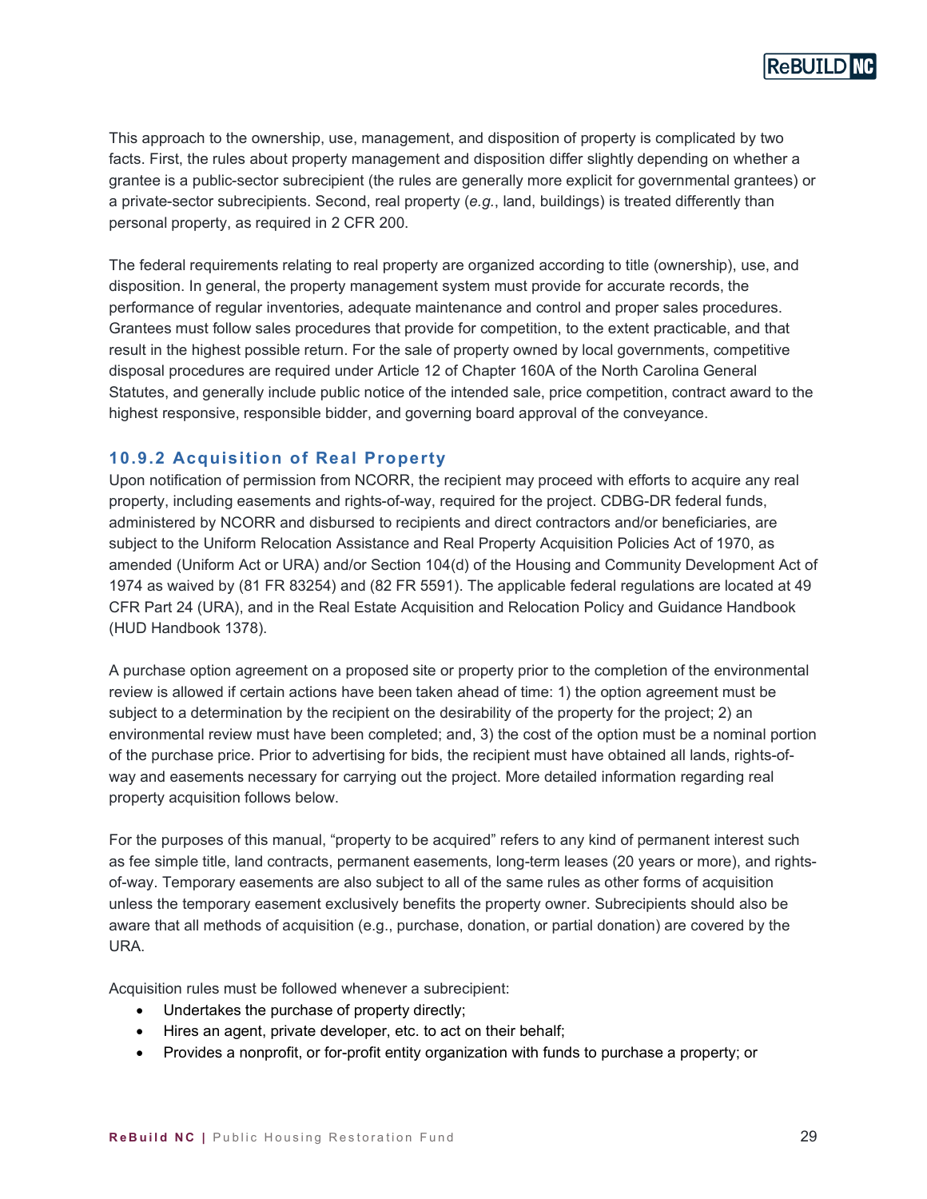This approach to the ownership, use, management, and disposition of property is complicated by two facts. First, the rules about property management and disposition differ slightly depending on whether a grantee is a public-sector subrecipient (the rules are generally more explicit for governmental grantees) or a private-sector subrecipients. Second, real property (*e.g.*, land, buildings) is treated differently than personal property, as required in 2 CFR 200.

The federal requirements relating to real property are organized according to title (ownership), use, and disposition. In general, the property management system must provide for accurate records, the performance of regular inventories, adequate maintenance and control and proper sales procedures. Grantees must follow sales procedures that provide for competition, to the extent practicable, and that result in the highest possible return. For the sale of property owned by local governments, competitive disposal procedures are required under Article 12 of Chapter 160A of the North Carolina General Statutes, and generally include public notice of the intended sale, price competition, contract award to the highest responsive, responsible bidder, and governing board approval of the conveyance.

### 10.9.2 Acquisition of Real Property

Upon notification of permission from NCORR, the recipient may proceed with efforts to acquire any real property, including easements and rights-of-way, required for the project. CDBG-DR federal funds, administered by NCORR and disbursed to recipients and direct contractors and/or beneficiaries, are subject to the Uniform Relocation Assistance and Real Property Acquisition Policies Act of 1970, as amended (Uniform Act or URA) and/or Section 104(d) of the Housing and Community Development Act of 1974 as waived by (81 FR 83254) and (82 FR 5591). The applicable federal regulations are located at 49 CFR Part 24 (URA), and in the Real Estate Acquisition and Relocation Policy and Guidance Handbook (HUD Handbook 1378).

A purchase option agreement on a proposed site or property prior to the completion of the environmental review is allowed if certain actions have been taken ahead of time: 1) the option agreement must be subject to a determination by the recipient on the desirability of the property for the project; 2) an environmental review must have been completed; and, 3) the cost of the option must be a nominal portion of the purchase price. Prior to advertising for bids, the recipient must have obtained all lands, rights-of-way and easements necessary for carrying out the project. More detailed information regarding real property acquisition follows below.

For the purposes of this manual, "property to be acquired" refers to any kind of permanent interest such as fee simple title, land contracts, permanent easements, long-term leases (20 years or more), and rights-of-way. Temporary easements are also subject to all of the same rules as other forms of acquisition unless the temporary easement exclusively benefits the property owner. Subrecipients should also be aware that all methods of acquisition (e.g., purchase, donation, or partial donation) are covered by the URA.

Acquisition rules must be followed whenever a subrecipient:

- Undertakes the purchase of property directly;
- Hires an agent, private developer, etc. to act on their behalf;
- Provides a nonprofit, or for-profit entity organization with funds to purchase a property; or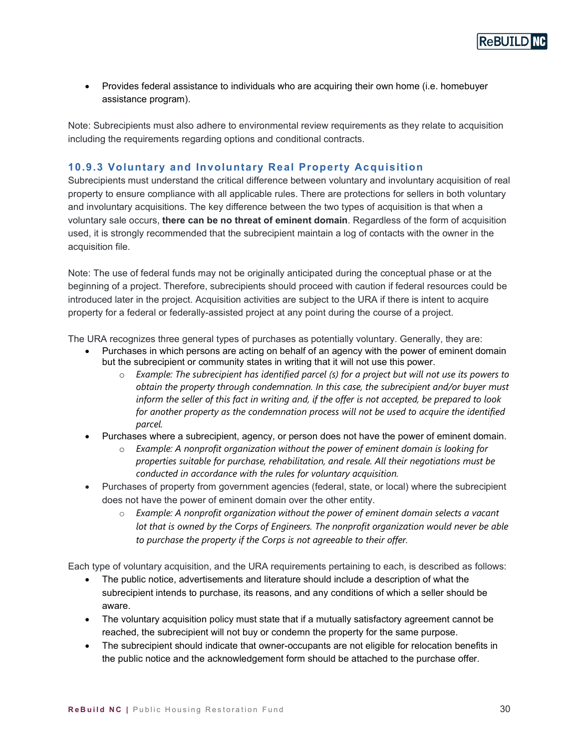- Provides federal assistance to individuals who are acquiring their own home (i.e. homebuyer assistance program).

Note: Subrecipients must also adhere to environmental review requirements as they relate to acquisition including the requirements regarding options and conditional contracts.

### 10.9.3 Voluntary and Involuntary Real Property Acquisition

Subrecipients must understand the critical difference between voluntary and involuntary acquisition of real property to ensure compliance with all applicable rules. There are protections for sellers in both voluntary and involuntary acquisitions. The key difference between the two types of acquisition is that when a voluntary sale occurs, **there can be no threat of eminent domain**. Regardless of the form of acquisition used, it is strongly recommended that the subrecipient maintain a log of contacts with the owner in the acquisition file.

Note: The use of federal funds may not be originally anticipated during the conceptual phase or at the beginning of a project. Therefore, subrecipients should proceed with caution if federal resources could be introduced later in the project. Acquisition activities are subject to the URA if there is intent to acquire property for a federal or federally-assisted project at any point during the course of a project.

The URA recognizes three general types of purchases as potentially voluntary. Generally, they are:

- Purchases in which persons are acting on behalf of an agency with the power of eminent domain but the subrecipient or community states in writing that it will not use this power.
  - *Example: The subrecipient has identified parcel (s) for a project but will not use its powers to obtain the property through condemnation. In this case, the subrecipient and/or buyer must inform the seller of this fact in writing and, if the offer is not accepted, be prepared to look for another property as the condemnation process will not be used to acquire the identified parcel.*
- Purchases where a subrecipient, agency, or person does not have the power of eminent domain.
  - *Example: A nonprofit organization without the power of eminent domain is looking for properties suitable for purchase, rehabilitation, and resale. All their negotiations must be conducted in accordance with the rules for voluntary acquisition.*
- Purchases of property from government agencies (federal, state, or local) where the subrecipient does not have the power of eminent domain over the other entity.
  - *Example: A nonprofit organization without the power of eminent domain selects a vacant lot that is owned by the Corps of Engineers. The nonprofit organization would never be able to purchase the property if the Corps is not agreeable to their offer.*

Each type of voluntary acquisition, and the URA requirements pertaining to each, is described as follows:

- The public notice, advertisements and literature should include a description of what the subrecipient intends to purchase, its reasons, and any conditions of which a seller should be aware.
- The voluntary acquisition policy must state that if a mutually satisfactory agreement cannot be reached, the subrecipient will not buy or condemn the property for the same purpose.
- The subrecipient should indicate that owner-occupants are not eligible for relocation benefits in the public notice and the acknowledgement form should be attached to the purchase offer.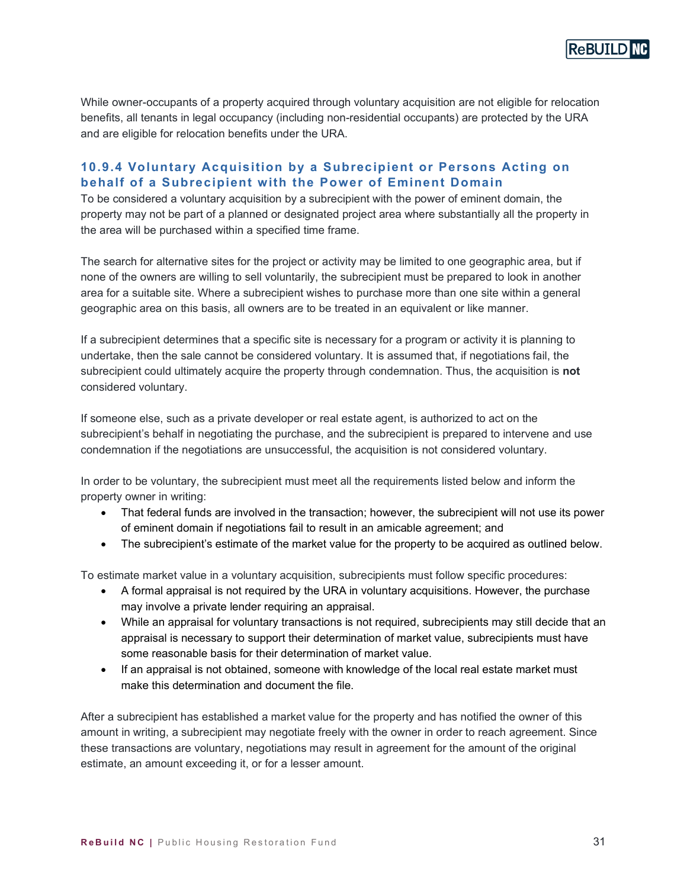While owner-occupants of a property acquired through voluntary acquisition are not eligible for relocation benefits, all tenants in legal occupancy (including non-residential occupants) are protected by the URA and are eligible for relocation benefits under the URA.

### 10.9.4 Voluntary Acquisition by a Subrecipient or Persons Acting on behalf of a Subrecipient with the Power of Eminent Domain

To be considered a voluntary acquisition by a subrecipient with the power of eminent domain, the property may not be part of a planned or designated project area where substantially all the property in the area will be purchased within a specified time frame.

The search for alternative sites for the project or activity may be limited to one geographic area, but if none of the owners are willing to sell voluntarily, the subrecipient must be prepared to look in another area for a suitable site. Where a subrecipient wishes to purchase more than one site within a general geographic area on this basis, all owners are to be treated in an equivalent or like manner.

If a subrecipient determines that a specific site is necessary for a program or activity it is planning to undertake, then the sale cannot be considered voluntary. It is assumed that, if negotiations fail, the subrecipient could ultimately acquire the property through condemnation. Thus, the acquisition is **not** considered voluntary.

If someone else, such as a private developer or real estate agent, is authorized to act on the subrecipient's behalf in negotiating the purchase, and the subrecipient is prepared to intervene and use condemnation if the negotiations are unsuccessful, the acquisition is not considered voluntary.

In order to be voluntary, the subrecipient must meet all the requirements listed below and inform the property owner in writing:

- That federal funds are involved in the transaction; however, the subrecipient will not use its power of eminent domain if negotiations fail to result in an amicable agreement; and
- The subrecipient's estimate of the market value for the property to be acquired as outlined below.

To estimate market value in a voluntary acquisition, subrecipients must follow specific procedures:

- A formal appraisal is not required by the URA in voluntary acquisitions. However, the purchase may involve a private lender requiring an appraisal.
- While an appraisal for voluntary transactions is not required, subrecipients may still decide that an appraisal is necessary to support their determination of market value, subrecipients must have some reasonable basis for their determination of market value.
- If an appraisal is not obtained, someone with knowledge of the local real estate market must make this determination and document the file.

After a subrecipient has established a market value for the property and has notified the owner of this amount in writing, a subrecipient may negotiate freely with the owner in order to reach agreement. Since these transactions are voluntary, negotiations may result in agreement for the amount of the original estimate, an amount exceeding it, or for a lesser amount.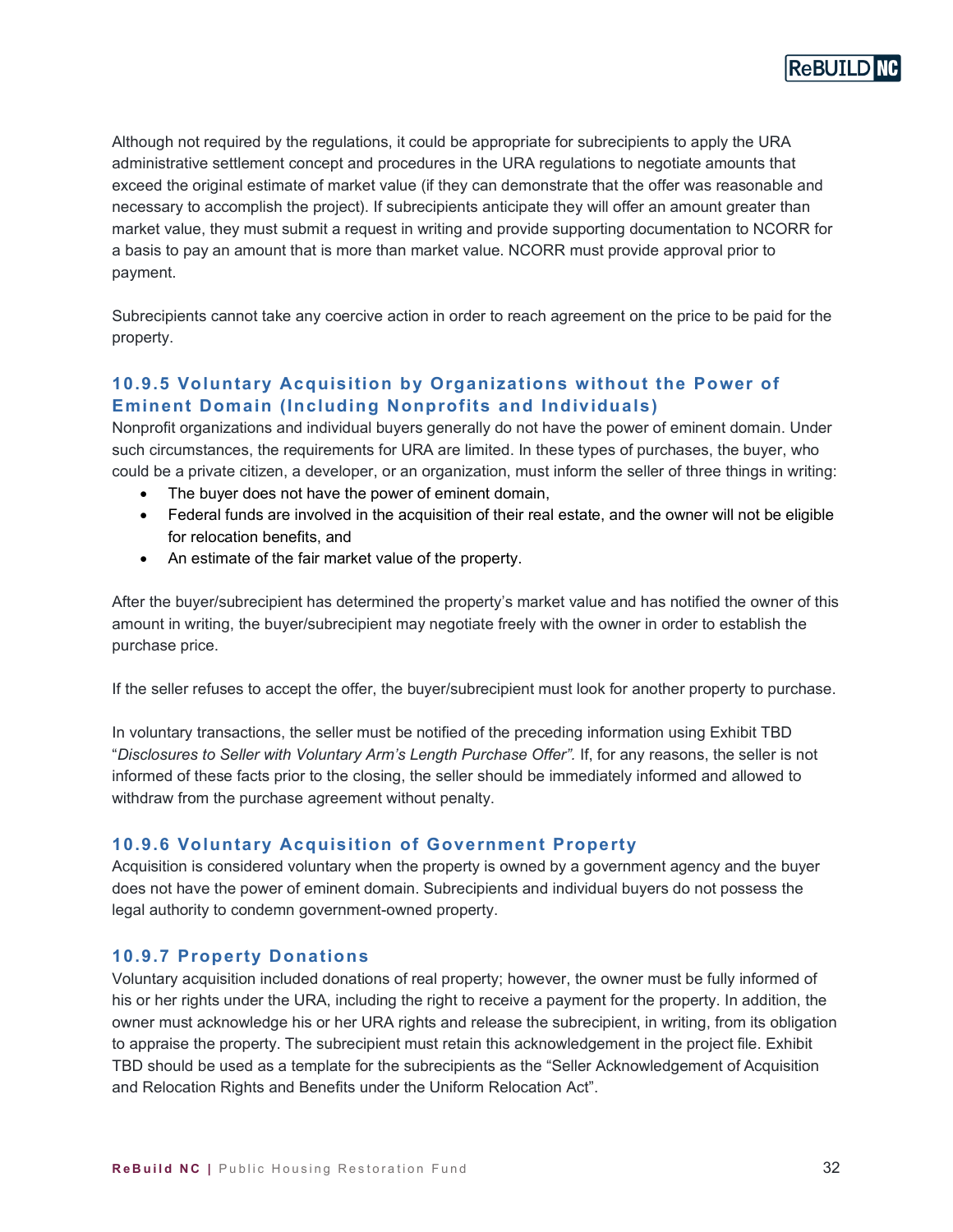Although not required by the regulations, it could be appropriate for subrecipients to apply the URA administrative settlement concept and procedures in the URA regulations to negotiate amounts that exceed the original estimate of market value (if they can demonstrate that the offer was reasonable and necessary to accomplish the project). If subrecipients anticipate they will offer an amount greater than market value, they must submit a request in writing and provide supporting documentation to NCORR for a basis to pay an amount that is more than market value. NCORR must provide approval prior to payment.

Subrecipients cannot take any coercive action in order to reach agreement on the price to be paid for the property.

### 10.9.5 Voluntary Acquisition by Organizations without the Power of Eminent Domain (Including Nonprofits and Individuals)

Nonprofit organizations and individual buyers generally do not have the power of eminent domain. Under such circumstances, the requirements for URA are limited. In these types of purchases, the buyer, who could be a private citizen, a developer, or an organization, must inform the seller of three things in writing:

- The buyer does not have the power of eminent domain,
- Federal funds are involved in the acquisition of their real estate, and the owner will not be eligible for relocation benefits, and
- An estimate of the fair market value of the property.

After the buyer/subrecipient has determined the property's market value and has notified the owner of this amount in writing, the buyer/subrecipient may negotiate freely with the owner in order to establish the purchase price.

If the seller refuses to accept the offer, the buyer/subrecipient must look for another property to purchase.

In voluntary transactions, the seller must be notified of the preceding information using Exhibit TBD "*Disclosures to Seller with Voluntary Arm's Length Purchase Offer".* If, for any reasons, the seller is not informed of these facts prior to the closing, the seller should be immediately informed and allowed to withdraw from the purchase agreement without penalty.

### 10.9.6 Voluntary Acquisition of Government Property

Acquisition is considered voluntary when the property is owned by a government agency and the buyer does not have the power of eminent domain. Subrecipients and individual buyers do not possess the legal authority to condemn government-owned property.

### 10.9.7 Property Donations

Voluntary acquisition included donations of real property; however, the owner must be fully informed of his or her rights under the URA, including the right to receive a payment for the property. In addition, the owner must acknowledge his or her URA rights and release the subrecipient, in writing, from its obligation to appraise the property. The subrecipient must retain this acknowledgement in the project file. Exhibit TBD should be used as a template for the subrecipients as the "Seller Acknowledgement of Acquisition and Relocation Rights and Benefits under the Uniform Relocation Act".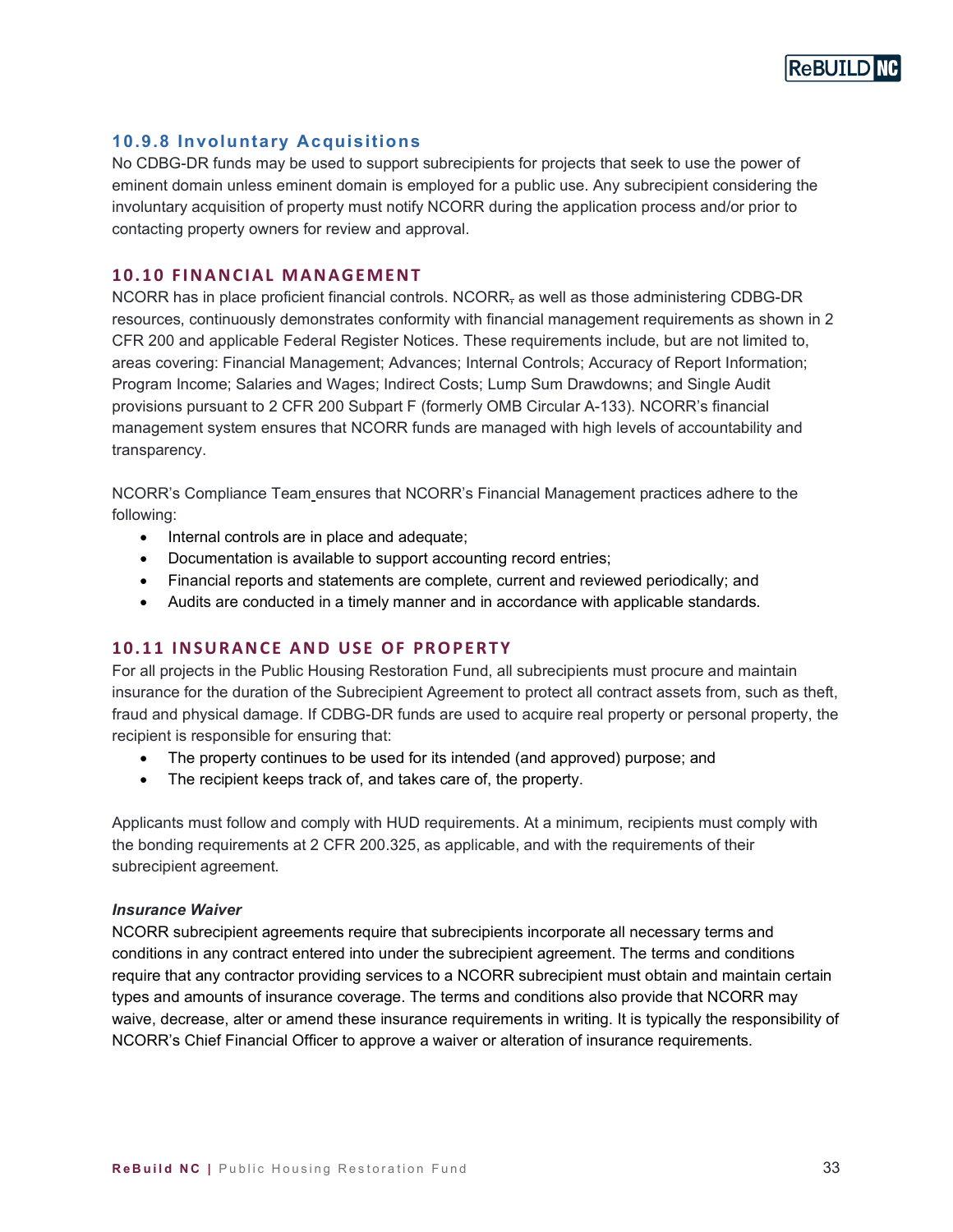### 10.9.8 Involuntary Acquisitions

No CDBG-DR funds may be used to support subrecipients for projects that seek to use the power of eminent domain unless eminent domain is employed for a public use. Any subrecipient considering the involuntary acquisition of property must notify NCORR during the application process and/or prior to contacting property owners for review and approval.

## 10.10 FINANCIAL MANAGEMENT

NCORR has in place proficient financial controls. NCORR, as well as those administering CDBG-DR resources, continuously demonstrates conformity with financial management requirements as shown in 2 CFR 200 and applicable Federal Register Notices. These requirements include, but are not limited to, areas covering: Financial Management; Advances; Internal Controls; Accuracy of Report Information; Program Income; Salaries and Wages; Indirect Costs; Lump Sum Drawdowns; and Single Audit provisions pursuant to 2 CFR 200 Subpart F (formerly OMB Circular A-133). NCORR's financial management system ensures that NCORR funds are managed with high levels of accountability and transparency.

NCORR's Compliance Team ensures that NCORR's Financial Management practices adhere to the following:

- Internal controls are in place and adequate;
- Documentation is available to support accounting record entries;
- Financial reports and statements are complete, current and reviewed periodically; and
- Audits are conducted in a timely manner and in accordance with applicable standards.

## 10.11 INSURANCE AND USE OF PROPERTY

For all projects in the Public Housing Restoration Fund, all subrecipients must procure and maintain insurance for the duration of the Subrecipient Agreement to protect all contract assets from, such as theft, fraud and physical damage. If CDBG-DR funds are used to acquire real property or personal property, the recipient is responsible for ensuring that:

- The property continues to be used for its intended (and approved) purpose; and
- The recipient keeps track of, and takes care of, the property.

Applicants must follow and comply with HUD requirements. At a minimum, recipients must comply with the bonding requirements at 2 CFR 200.325, as applicable, and with the requirements of their subrecipient agreement.

***Insurance Waiver***

NCORR subrecipient agreements require that subrecipients incorporate all necessary terms and conditions in any contract entered into under the subrecipient agreement. The terms and conditions require that any contractor providing services to a NCORR subrecipient must obtain and maintain certain types and amounts of insurance coverage. The terms and conditions also provide that NCORR may waive, decrease, alter or amend these insurance requirements in writing. It is typically the responsibility of NCORR's Chief Financial Officer to approve a waiver or alteration of insurance requirements.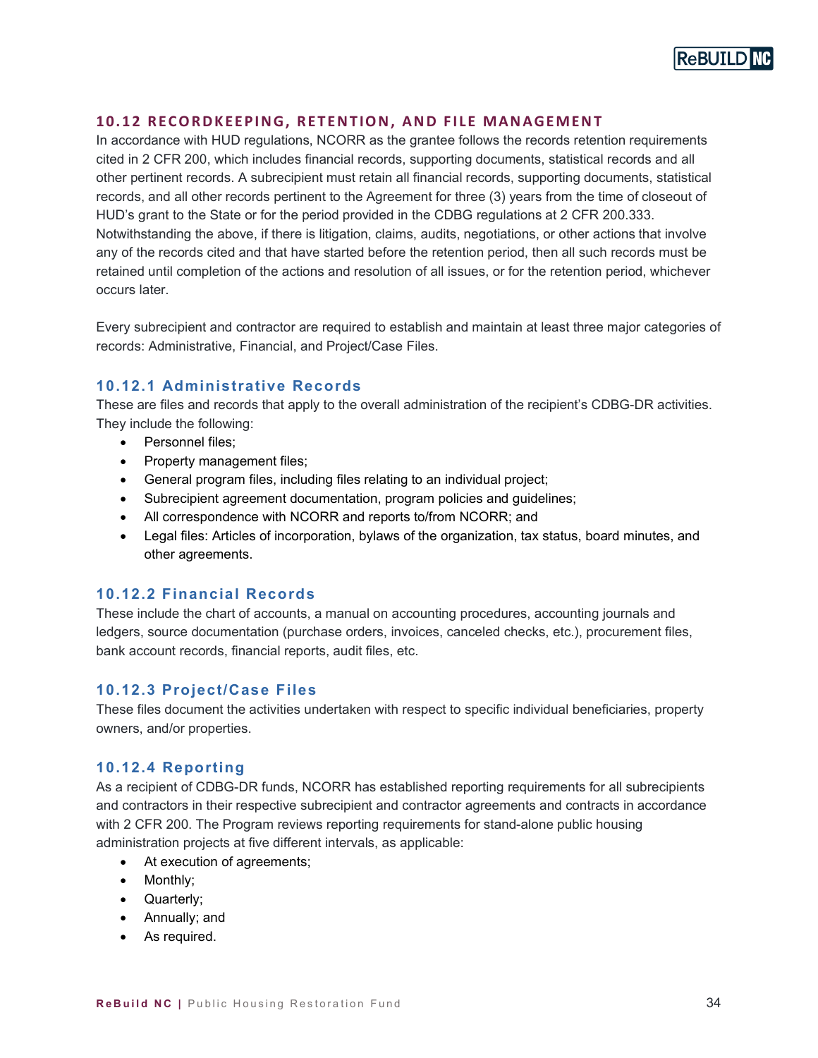## 10.12 RECORDKEEPING, RETENTION, AND FILE MANAGEMENT

In accordance with HUD regulations, NCORR as the grantee follows the records retention requirements cited in 2 CFR 200, which includes financial records, supporting documents, statistical records and all other pertinent records. A subrecipient must retain all financial records, supporting documents, statistical records, and all other records pertinent to the Agreement for three (3) years from the time of closeout of HUD's grant to the State or for the period provided in the CDBG regulations at 2 CFR 200.333. Notwithstanding the above, if there is litigation, claims, audits, negotiations, or other actions that involve any of the records cited and that have started before the retention period, then all such records must be retained until completion of the actions and resolution of all issues, or for the retention period, whichever occurs later.

Every subrecipient and contractor are required to establish and maintain at least three major categories of records: Administrative, Financial, and Project/Case Files.

### 10.12.1 Administrative Records

These are files and records that apply to the overall administration of the recipient's CDBG-DR activities. They include the following:

- Personnel files;
- Property management files;
- General program files, including files relating to an individual project;
- Subrecipient agreement documentation, program policies and guidelines;
- All correspondence with NCORR and reports to/from NCORR; and
- Legal files: Articles of incorporation, bylaws of the organization, tax status, board minutes, and other agreements.

### 10.12.2 Financial Records

These include the chart of accounts, a manual on accounting procedures, accounting journals and ledgers, source documentation (purchase orders, invoices, canceled checks, etc.), procurement files, bank account records, financial reports, audit files, etc.

### 10.12.3 Project/Case Files

These files document the activities undertaken with respect to specific individual beneficiaries, property owners, and/or properties.

### 10.12.4 Reporting

As a recipient of CDBG-DR funds, NCORR has established reporting requirements for all subrecipients and contractors in their respective subrecipient and contractor agreements and contracts in accordance with 2 CFR 200. The Program reviews reporting requirements for stand-alone public housing administration projects at five different intervals, as applicable:

- At execution of agreements;
- Monthly;
- Quarterly;
- Annually; and
- As required.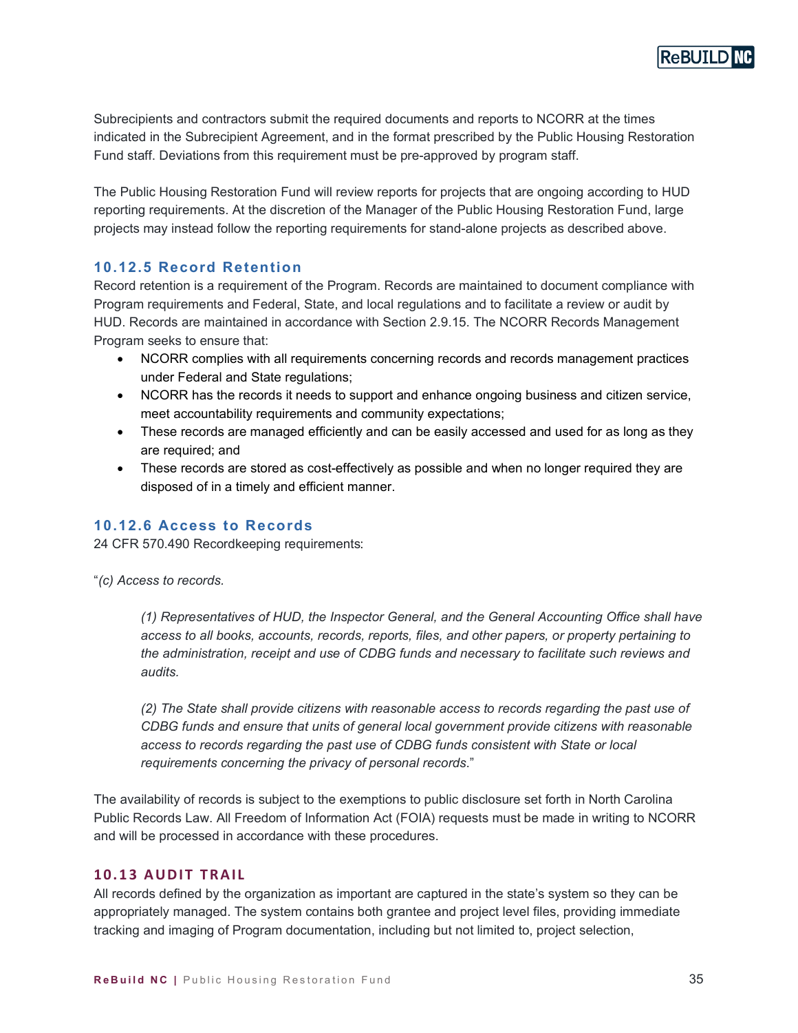Subrecipients and contractors submit the required documents and reports to NCORR at the times indicated in the Subrecipient Agreement, and in the format prescribed by the Public Housing Restoration Fund staff. Deviations from this requirement must be pre-approved by program staff.

The Public Housing Restoration Fund will review reports for projects that are ongoing according to HUD reporting requirements. At the discretion of the Manager of the Public Housing Restoration Fund, large projects may instead follow the reporting requirements for stand-alone projects as described above.

### 10.12.5 Record Retention

Record retention is a requirement of the Program. Records are maintained to document compliance with Program requirements and Federal, State, and local regulations and to facilitate a review or audit by HUD. Records are maintained in accordance with Section 2.9.15. The NCORR Records Management Program seeks to ensure that:

- NCORR complies with all requirements concerning records and records management practices under Federal and State regulations;
- NCORR has the records it needs to support and enhance ongoing business and citizen service, meet accountability requirements and community expectations;
- These records are managed efficiently and can be easily accessed and used for as long as they are required; and
- These records are stored as cost-effectively as possible and when no longer required they are disposed of in a timely and efficient manner.

### 10.12.6 Access to Records

24 CFR 570.490 Recordkeeping requirements:

"*(c) Access to records.*

> *(1) Representatives of HUD, the Inspector General, and the General Accounting Office shall have access to all books, accounts, records, reports, files, and other papers, or property pertaining to the administration, receipt and use of CDBG funds and necessary to facilitate such reviews and audits.*
>
> *(2) The State shall provide citizens with reasonable access to records regarding the past use of CDBG funds and ensure that units of general local government provide citizens with reasonable access to records regarding the past use of CDBG funds consistent with State or local requirements concerning the privacy of personal records*."

The availability of records is subject to the exemptions to public disclosure set forth in North Carolina Public Records Law. All Freedom of Information Act (FOIA) requests must be made in writing to NCORR and will be processed in accordance with these procedures.

## 10.13 AUDIT TRAIL

All records defined by the organization as important are captured in the state's system so they can be appropriately managed. The system contains both grantee and project level files, providing immediate tracking and imaging of Program documentation, including but not limited to, project selection,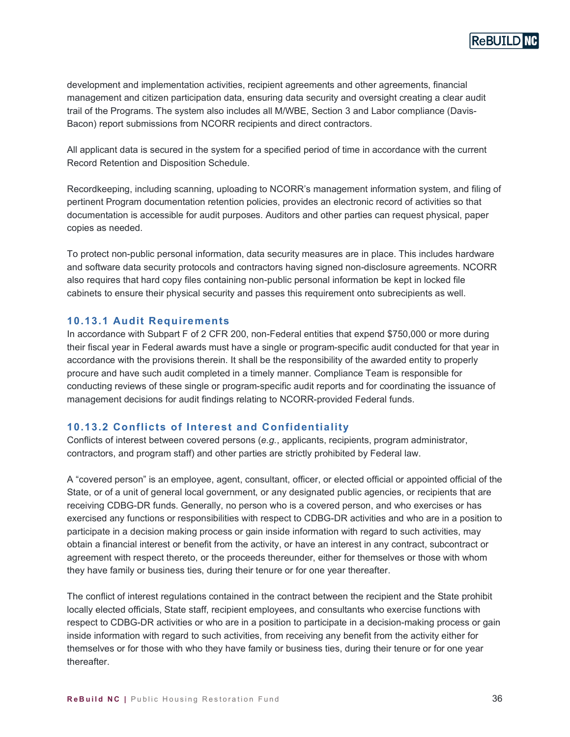development and implementation activities, recipient agreements and other agreements, financial management and citizen participation data, ensuring data security and oversight creating a clear audit trail of the Programs. The system also includes all M/WBE, Section 3 and Labor compliance (Davis-Bacon) report submissions from NCORR recipients and direct contractors.

All applicant data is secured in the system for a specified period of time in accordance with the current Record Retention and Disposition Schedule.

Recordkeeping, including scanning, uploading to NCORR's management information system, and filing of pertinent Program documentation retention policies, provides an electronic record of activities so that documentation is accessible for audit purposes. Auditors and other parties can request physical, paper copies as needed.

To protect non-public personal information, data security measures are in place. This includes hardware and software data security protocols and contractors having signed non-disclosure agreements. NCORR also requires that hard copy files containing non-public personal information be kept in locked file cabinets to ensure their physical security and passes this requirement onto subrecipients as well.

### 10.13.1 Audit Requirements

In accordance with Subpart F of 2 CFR 200, non-Federal entities that expend $750,000 or more during their fiscal year in Federal awards must have a single or program-specific audit conducted for that year in accordance with the provisions therein. It shall be the responsibility of the awarded entity to properly procure and have such audit completed in a timely manner. Compliance Team is responsible for conducting reviews of these single or program-specific audit reports and for coordinating the issuance of management decisions for audit findings relating to NCORR-provided Federal funds.

### 10.13.2 Conflicts of Interest and Confidentiality

Conflicts of interest between covered persons (*e.g.*, applicants, recipients, program administrator, contractors, and program staff) and other parties are strictly prohibited by Federal law.

A "covered person" is an employee, agent, consultant, officer, or elected official or appointed official of the State, or of a unit of general local government, or any designated public agencies, or recipients that are receiving CDBG-DR funds. Generally, no person who is a covered person, and who exercises or has exercised any functions or responsibilities with respect to CDBG-DR activities and who are in a position to participate in a decision making process or gain inside information with regard to such activities, may obtain a financial interest or benefit from the activity, or have an interest in any contract, subcontract or agreement with respect thereto, or the proceeds thereunder, either for themselves or those with whom they have family or business ties, during their tenure or for one year thereafter.

The conflict of interest regulations contained in the contract between the recipient and the State prohibit locally elected officials, State staff, recipient employees, and consultants who exercise functions with respect to CDBG-DR activities or who are in a position to participate in a decision-making process or gain inside information with regard to such activities, from receiving any benefit from the activity either for themselves or for those with who they have family or business ties, during their tenure or for one year thereafter.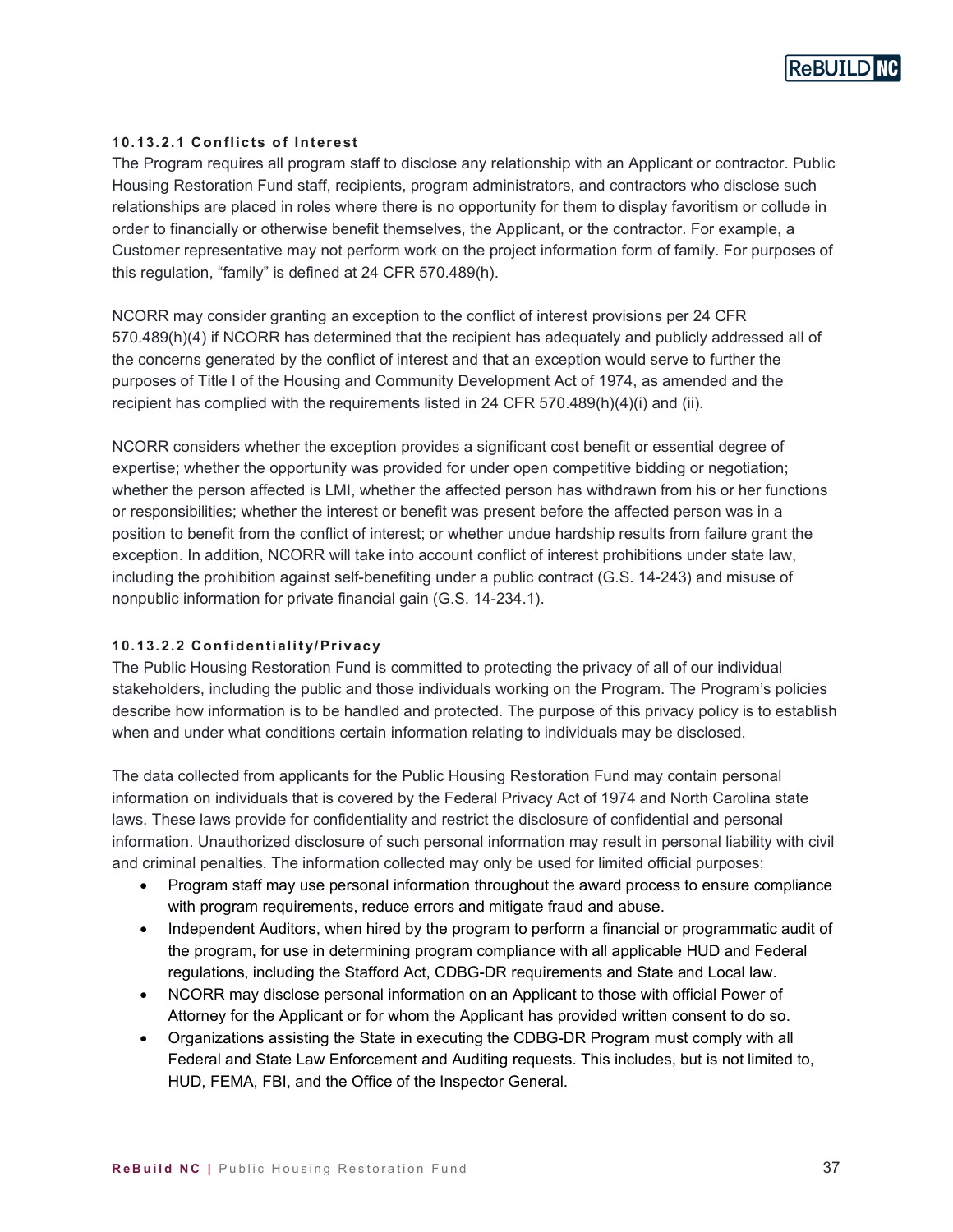#### 10.13.2.1 Conflicts of Interest

The Program requires all program staff to disclose any relationship with an Applicant or contractor. Public Housing Restoration Fund staff, recipients, program administrators, and contractors who disclose such relationships are placed in roles where there is no opportunity for them to display favoritism or collude in order to financially or otherwise benefit themselves, the Applicant, or the contractor. For example, a Customer representative may not perform work on the project information form of family. For purposes of this regulation, "family" is defined at 24 CFR 570.489(h).

NCORR may consider granting an exception to the conflict of interest provisions per 24 CFR 570.489(h)(4) if NCORR has determined that the recipient has adequately and publicly addressed all of the concerns generated by the conflict of interest and that an exception would serve to further the purposes of Title I of the Housing and Community Development Act of 1974, as amended and the recipient has complied with the requirements listed in 24 CFR 570.489(h)(4)(i) and (ii).

NCORR considers whether the exception provides a significant cost benefit or essential degree of expertise; whether the opportunity was provided for under open competitive bidding or negotiation; whether the person affected is LMI, whether the affected person has withdrawn from his or her functions or responsibilities; whether the interest or benefit was present before the affected person was in a position to benefit from the conflict of interest; or whether undue hardship results from failure grant the exception. In addition, NCORR will take into account conflict of interest prohibitions under state law, including the prohibition against self-benefiting under a public contract (G.S. 14-243) and misuse of nonpublic information for private financial gain (G.S. 14-234.1).

#### 10.13.2.2 Confidentiality/Privacy

The Public Housing Restoration Fund is committed to protecting the privacy of all of our individual stakeholders, including the public and those individuals working on the Program. The Program's policies describe how information is to be handled and protected. The purpose of this privacy policy is to establish when and under what conditions certain information relating to individuals may be disclosed.

The data collected from applicants for the Public Housing Restoration Fund may contain personal information on individuals that is covered by the Federal Privacy Act of 1974 and North Carolina state laws. These laws provide for confidentiality and restrict the disclosure of confidential and personal information. Unauthorized disclosure of such personal information may result in personal liability with civil and criminal penalties. The information collected may only be used for limited official purposes:

- Program staff may use personal information throughout the award process to ensure compliance with program requirements, reduce errors and mitigate fraud and abuse.
- Independent Auditors, when hired by the program to perform a financial or programmatic audit of the program, for use in determining program compliance with all applicable HUD and Federal regulations, including the Stafford Act, CDBG-DR requirements and State and Local law.
- NCORR may disclose personal information on an Applicant to those with official Power of Attorney for the Applicant or for whom the Applicant has provided written consent to do so.
- Organizations assisting the State in executing the CDBG-DR Program must comply with all Federal and State Law Enforcement and Auditing requests. This includes, but is not limited to, HUD, FEMA, FBI, and the Office of the Inspector General.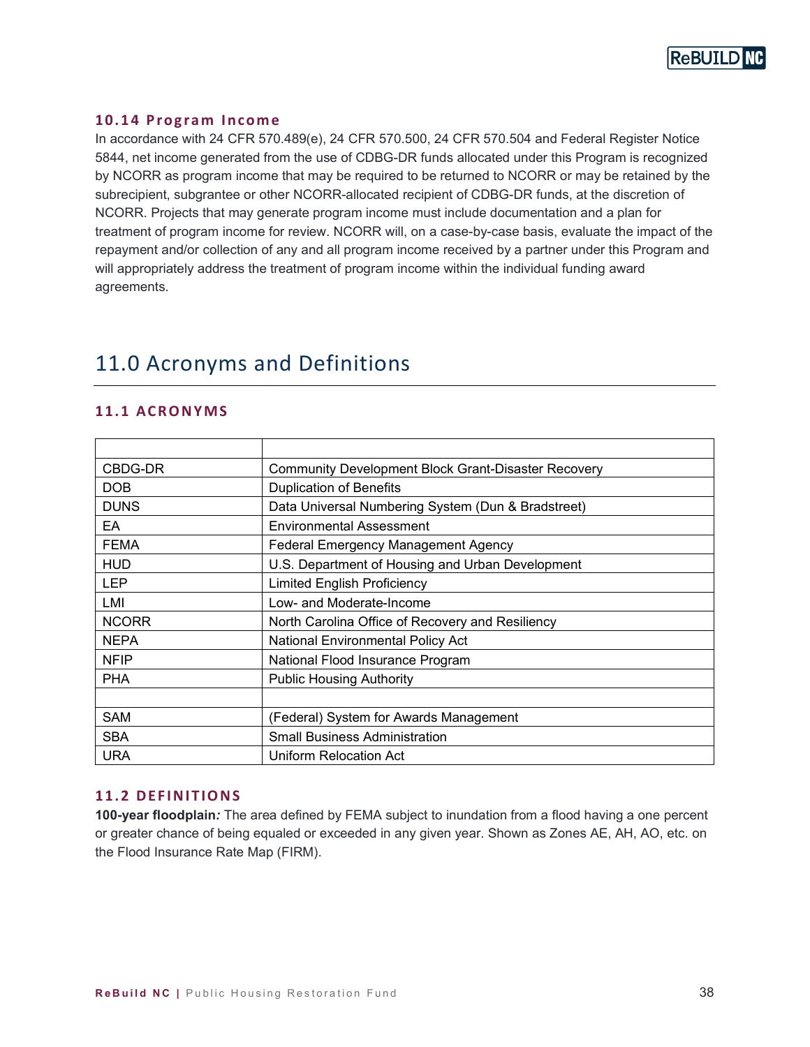### 10.14 Program Income

In accordance with 24 CFR 570.489(e), 24 CFR 570.500, 24 CFR 570.504 and Federal Register Notice 5844, net income generated from the use of CDBG-DR funds allocated under this Program is recognized by NCORR as program income that may be required to be returned to NCORR or may be retained by the subrecipient, subgrantee or other NCORR-allocated recipient of CDBG-DR funds, at the discretion of NCORR. Projects that may generate program income must include documentation and a plan for treatment of program income for review. NCORR will, on a case-by-case basis, evaluate the impact of the repayment and/or collection of any and all program income received by a partner under this Program and will appropriately address the treatment of program income within the individual funding award agreements.

# 11.0 Acronyms and Definitions

## 11.1 ACRONYMS

| | |
|---|---|
| CBDG-DR | Community Development Block Grant-Disaster Recovery |
| DOB | Duplication of Benefits |
| DUNS | Data Universal Numbering System (Dun & Bradstreet) |
| EA | Environmental Assessment |
| FEMA | Federal Emergency Management Agency |
| HUD | U.S. Department of Housing and Urban Development |
| LEP | Limited English Proficiency |
| LMI | Low- and Moderate-Income |
| NCORR | North Carolina Office of Recovery and Resiliency |
| NEPA | National Environmental Policy Act |
| NFIP | National Flood Insurance Program |
| PHA | Public Housing Authority |
| | |
| SAM | (Federal) System for Awards Management |
| SBA | Small Business Administration |
| URA | Uniform Relocation Act |

## 11.2 DEFINITIONS

**100-year floodplain*:*** The area defined by FEMA subject to inundation from a flood having a one percent or greater chance of being equaled or exceeded in any given year. Shown as Zones AE, AH, AO, etc. on the Flood Insurance Rate Map (FIRM).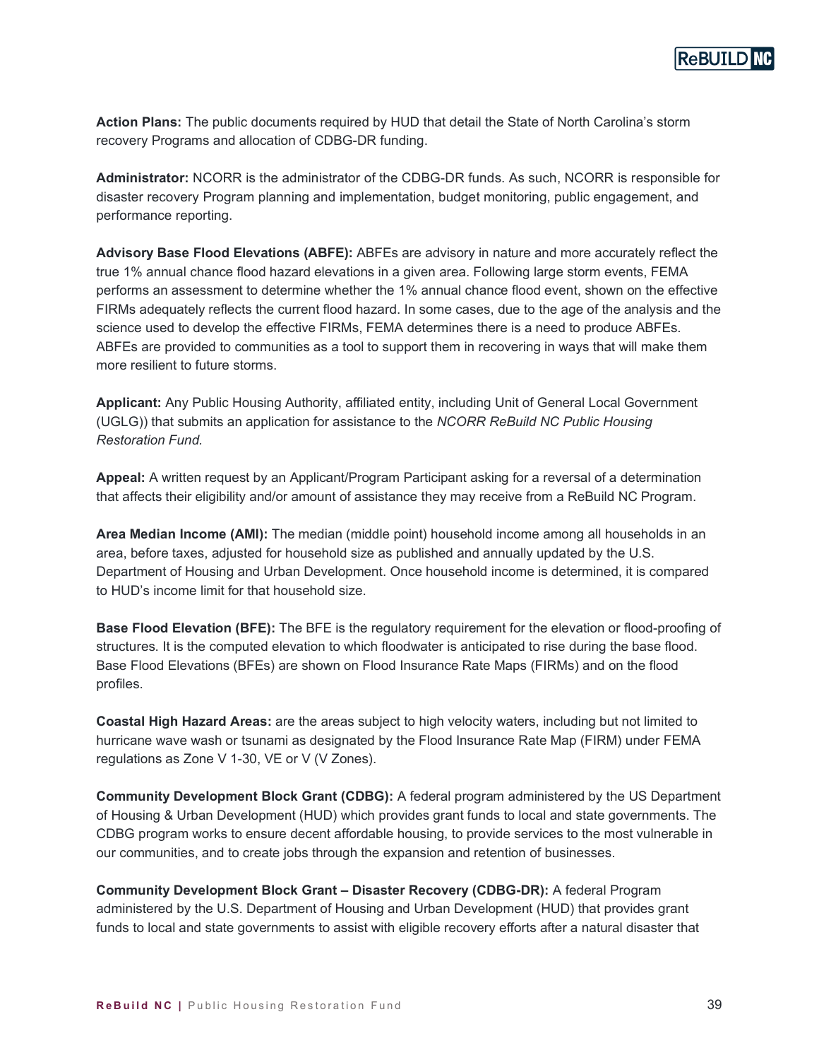**Action Plans:** The public documents required by HUD that detail the State of North Carolina's storm recovery Programs and allocation of CDBG-DR funding.

**Administrator:** NCORR is the administrator of the CDBG-DR funds. As such, NCORR is responsible for disaster recovery Program planning and implementation, budget monitoring, public engagement, and performance reporting.

**Advisory Base Flood Elevations (ABFE):** ABFEs are advisory in nature and more accurately reflect the true 1% annual chance flood hazard elevations in a given area. Following large storm events, FEMA performs an assessment to determine whether the 1% annual chance flood event, shown on the effective FIRMs adequately reflects the current flood hazard. In some cases, due to the age of the analysis and the science used to develop the effective FIRMs, FEMA determines there is a need to produce ABFEs. ABFEs are provided to communities as a tool to support them in recovering in ways that will make them more resilient to future storms.

**Applicant:** Any Public Housing Authority, affiliated entity, including Unit of General Local Government (UGLG)) that submits an application for assistance to the *NCORR ReBuild NC Public Housing Restoration Fund*.

**Appeal:** A written request by an Applicant/Program Participant asking for a reversal of a determination that affects their eligibility and/or amount of assistance they may receive from a ReBuild NC Program.

**Area Median Income (AMI):** The median (middle point) household income among all households in an area, before taxes, adjusted for household size as published and annually updated by the U.S. Department of Housing and Urban Development. Once household income is determined, it is compared to HUD's income limit for that household size.

**Base Flood Elevation (BFE):** The BFE is the regulatory requirement for the elevation or flood-proofing of structures. It is the computed elevation to which floodwater is anticipated to rise during the base flood. Base Flood Elevations (BFEs) are shown on Flood Insurance Rate Maps (FIRMs) and on the flood profiles.

**Coastal High Hazard Areas:** are the areas subject to high velocity waters, including but not limited to hurricane wave wash or tsunami as designated by the Flood Insurance Rate Map (FIRM) under FEMA regulations as Zone V 1-30, VE or V (V Zones).

**Community Development Block Grant (CDBG):** A federal program administered by the US Department of Housing & Urban Development (HUD) which provides grant funds to local and state governments. The CDBG program works to ensure decent affordable housing, to provide services to the most vulnerable in our communities, and to create jobs through the expansion and retention of businesses.

**Community Development Block Grant – Disaster Recovery (CDBG-DR):** A federal Program administered by the U.S. Department of Housing and Urban Development (HUD) that provides grant funds to local and state governments to assist with eligible recovery efforts after a natural disaster that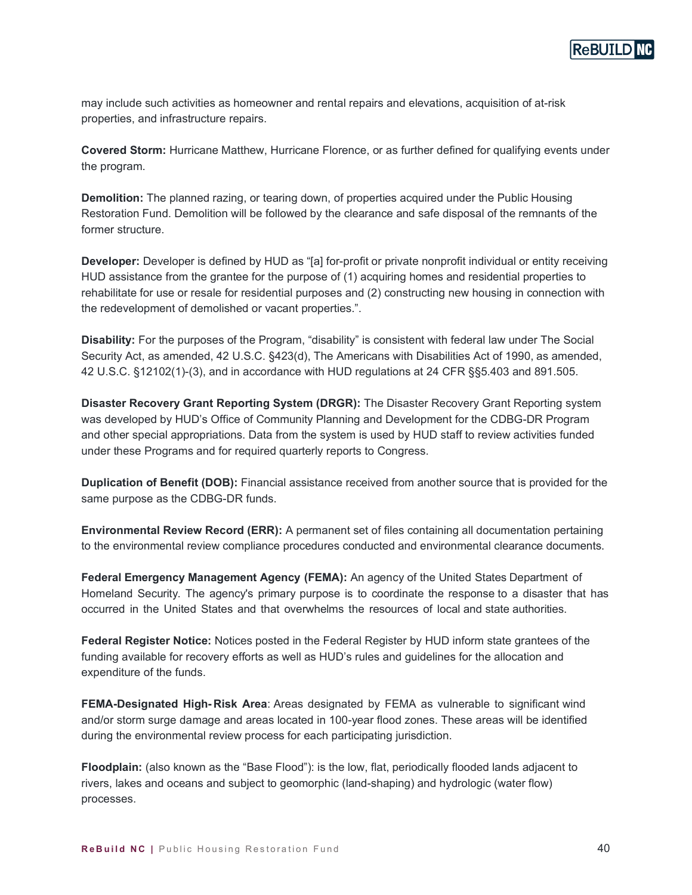may include such activities as homeowner and rental repairs and elevations, acquisition of at-risk properties, and infrastructure repairs.

**Covered Storm:** Hurricane Matthew, Hurricane Florence, or as further defined for qualifying events under the program.

**Demolition:** The planned razing, or tearing down, of properties acquired under the Public Housing Restoration Fund. Demolition will be followed by the clearance and safe disposal of the remnants of the former structure.

**Developer:** Developer is defined by HUD as "[a] for-profit or private nonprofit individual or entity receiving HUD assistance from the grantee for the purpose of (1) acquiring homes and residential properties to rehabilitate for use or resale for residential purposes and (2) constructing new housing in connection with the redevelopment of demolished or vacant properties.".

**Disability:** For the purposes of the Program, "disability" is consistent with federal law under The Social Security Act, as amended, 42 U.S.C. §423(d), The Americans with Disabilities Act of 1990, as amended, 42 U.S.C. §12102(1)-(3), and in accordance with HUD regulations at 24 CFR §§5.403 and 891.505.

**Disaster Recovery Grant Reporting System (DRGR):** The Disaster Recovery Grant Reporting system was developed by HUD's Office of Community Planning and Development for the CDBG-DR Program and other special appropriations. Data from the system is used by HUD staff to review activities funded under these Programs and for required quarterly reports to Congress.

**Duplication of Benefit (DOB):** Financial assistance received from another source that is provided for the same purpose as the CDBG-DR funds.

**Environmental Review Record (ERR):** A permanent set of files containing all documentation pertaining to the environmental review compliance procedures conducted and environmental clearance documents.

**Federal Emergency Management Agency (FEMA):** An agency of the United States Department of Homeland Security. The agency's primary purpose is to coordinate the response to a disaster that has occurred in the United States and that overwhelms the resources of local and state authorities.

**Federal Register Notice:** Notices posted in the Federal Register by HUD inform state grantees of the funding available for recovery efforts as well as HUD's rules and guidelines for the allocation and expenditure of the funds.

**FEMA-Designated High-Risk Area**: Areas designated by FEMA as vulnerable to significant wind and/or storm surge damage and areas located in 100-year flood zones. These areas will be identified during the environmental review process for each participating jurisdiction.

**Floodplain:** (also known as the "Base Flood"): is the low, flat, periodically flooded lands adjacent to rivers, lakes and oceans and subject to geomorphic (land-shaping) and hydrologic (water flow) processes.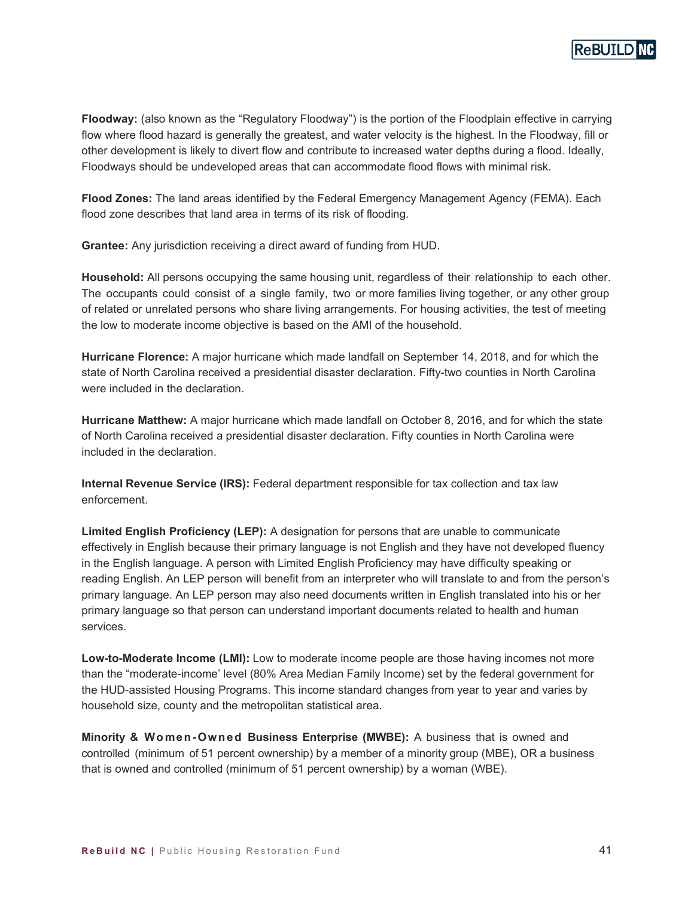**Floodway:** (also known as the "Regulatory Floodway") is the portion of the Floodplain effective in carrying flow where flood hazard is generally the greatest, and water velocity is the highest. In the Floodway, fill or other development is likely to divert flow and contribute to increased water depths during a flood. Ideally, Floodways should be undeveloped areas that can accommodate flood flows with minimal risk.

**Flood Zones:** The land areas identified by the Federal Emergency Management Agency (FEMA). Each flood zone describes that land area in terms of its risk of flooding.

**Grantee:** Any jurisdiction receiving a direct award of funding from HUD.

**Household:** All persons occupying the same housing unit, regardless of their relationship to each other. The occupants could consist of a single family, two or more families living together, or any other group of related or unrelated persons who share living arrangements. For housing activities, the test of meeting the low to moderate income objective is based on the AMI of the household.

**Hurricane Florence:** A major hurricane which made landfall on September 14, 2018, and for which the state of North Carolina received a presidential disaster declaration. Fifty-two counties in North Carolina were included in the declaration.

**Hurricane Matthew:** A major hurricane which made landfall on October 8, 2016, and for which the state of North Carolina received a presidential disaster declaration. Fifty counties in North Carolina were included in the declaration.

**Internal Revenue Service (IRS):** Federal department responsible for tax collection and tax law enforcement.

**Limited English Proficiency (LEP):** A designation for persons that are unable to communicate effectively in English because their primary language is not English and they have not developed fluency in the English language. A person with Limited English Proficiency may have difficulty speaking or reading English. An LEP person will benefit from an interpreter who will translate to and from the person's primary language. An LEP person may also need documents written in English translated into his or her primary language so that person can understand important documents related to health and human services.

**Low-to-Moderate Income (LMI):** Low to moderate income people are those having incomes not more than the "moderate-income' level (80% Area Median Family Income) set by the federal government for the HUD-assisted Housing Programs. This income standard changes from year to year and varies by household size, county and the metropolitan statistical area.

**Minority & Women-Owned Business Enterprise (MWBE):** A business that is owned and controlled (minimum of 51 percent ownership) by a member of a minority group (MBE), OR a business that is owned and controlled (minimum of 51 percent ownership) by a woman (WBE).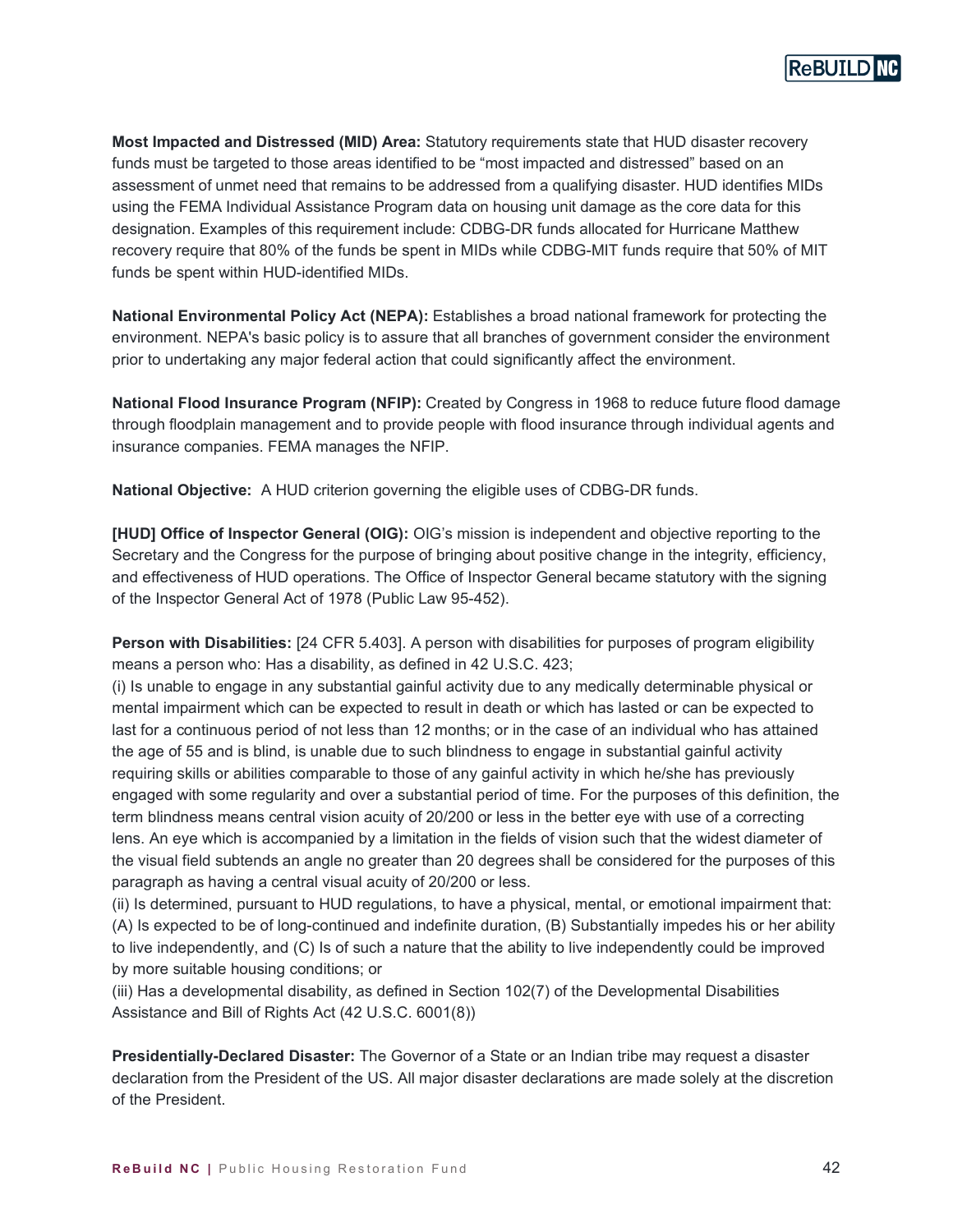**Most Impacted and Distressed (MID) Area:** Statutory requirements state that HUD disaster recovery funds must be targeted to those areas identified to be "most impacted and distressed" based on an assessment of unmet need that remains to be addressed from a qualifying disaster. HUD identifies MIDs using the FEMA Individual Assistance Program data on housing unit damage as the core data for this designation. Examples of this requirement include: CDBG-DR funds allocated for Hurricane Matthew recovery require that 80% of the funds be spent in MIDs while CDBG-MIT funds require that 50% of MIT funds be spent within HUD-identified MIDs.

**National Environmental Policy Act (NEPA):** Establishes a broad national framework for protecting the environment. NEPA's basic policy is to assure that all branches of government consider the environment prior to undertaking any major federal action that could significantly affect the environment.

**National Flood Insurance Program (NFIP):** Created by Congress in 1968 to reduce future flood damage through floodplain management and to provide people with flood insurance through individual agents and insurance companies. FEMA manages the NFIP.

**National Objective:** A HUD criterion governing the eligible uses of CDBG-DR funds.

**[HUD] Office of Inspector General (OIG):** OIG's mission is independent and objective reporting to the Secretary and the Congress for the purpose of bringing about positive change in the integrity, efficiency, and effectiveness of HUD operations. The Office of Inspector General became statutory with the signing of the Inspector General Act of 1978 (Public Law 95-452).

**Person with Disabilities:** [24 CFR 5.403]. A person with disabilities for purposes of program eligibility means a person who: Has a disability, as defined in 42 U.S.C. 423;
(i) Is unable to engage in any substantial gainful activity due to any medically determinable physical or mental impairment which can be expected to result in death or which has lasted or can be expected to last for a continuous period of not less than 12 months; or in the case of an individual who has attained the age of 55 and is blind, is unable due to such blindness to engage in substantial gainful activity requiring skills or abilities comparable to those of any gainful activity in which he/she has previously engaged with some regularity and over a substantial period of time. For the purposes of this definition, the term blindness means central vision acuity of 20/200 or less in the better eye with use of a correcting lens. An eye which is accompanied by a limitation in the fields of vision such that the widest diameter of the visual field subtends an angle no greater than 20 degrees shall be considered for the purposes of this paragraph as having a central visual acuity of 20/200 or less.
(ii) Is determined, pursuant to HUD regulations, to have a physical, mental, or emotional impairment that: (A) Is expected to be of long-continued and indefinite duration, (B) Substantially impedes his or her ability to live independently, and (C) Is of such a nature that the ability to live independently could be improved by more suitable housing conditions; or
(iii) Has a developmental disability, as defined in Section 102(7) of the Developmental Disabilities Assistance and Bill of Rights Act (42 U.S.C. 6001(8))

**Presidentially-Declared Disaster:** The Governor of a State or an Indian tribe may request a disaster declaration from the President of the US. All major disaster declarations are made solely at the discretion of the President.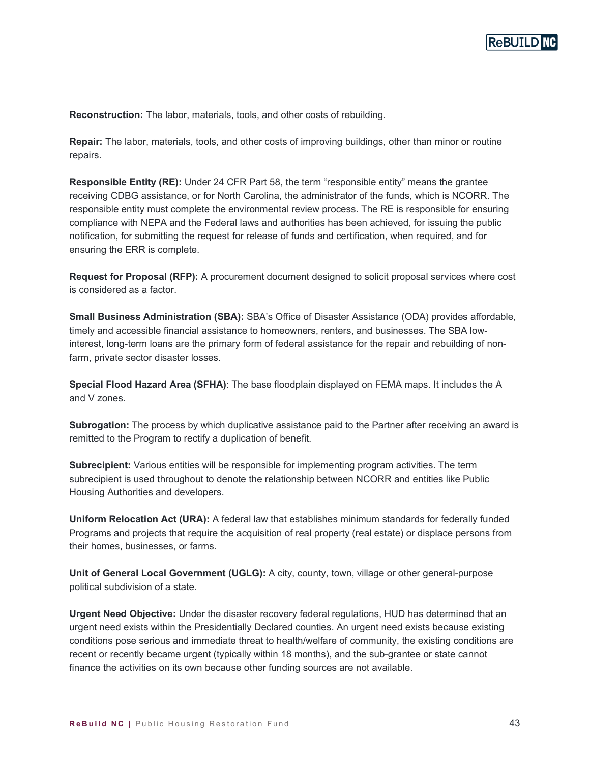**Reconstruction:** The labor, materials, tools, and other costs of rebuilding.

**Repair:** The labor, materials, tools, and other costs of improving buildings, other than minor or routine repairs.

**Responsible Entity (RE):** Under 24 CFR Part 58, the term "responsible entity" means the grantee receiving CDBG assistance, or for North Carolina, the administrator of the funds, which is NCORR. The responsible entity must complete the environmental review process. The RE is responsible for ensuring compliance with NEPA and the Federal laws and authorities has been achieved, for issuing the public notification, for submitting the request for release of funds and certification, when required, and for ensuring the ERR is complete.

**Request for Proposal (RFP):** A procurement document designed to solicit proposal services where cost is considered as a factor.

**Small Business Administration (SBA):** SBA's Office of Disaster Assistance (ODA) provides affordable, timely and accessible financial assistance to homeowners, renters, and businesses. The SBA low-interest, long-term loans are the primary form of federal assistance for the repair and rebuilding of non-farm, private sector disaster losses.

**Special Flood Hazard Area (SFHA)**: The base floodplain displayed on FEMA maps. It includes the A and V zones.

**Subrogation:** The process by which duplicative assistance paid to the Partner after receiving an award is remitted to the Program to rectify a duplication of benefit.

**Subrecipient:** Various entities will be responsible for implementing program activities. The term subrecipient is used throughout to denote the relationship between NCORR and entities like Public Housing Authorities and developers.

**Uniform Relocation Act (URA):** A federal law that establishes minimum standards for federally funded Programs and projects that require the acquisition of real property (real estate) or displace persons from their homes, businesses, or farms.

**Unit of General Local Government (UGLG):** A city, county, town, village or other general-purpose political subdivision of a state.

**Urgent Need Objective:** Under the disaster recovery federal regulations, HUD has determined that an urgent need exists within the Presidentially Declared counties. An urgent need exists because existing conditions pose serious and immediate threat to health/welfare of community, the existing conditions are recent or recently became urgent (typically within 18 months), and the sub-grantee or state cannot finance the activities on its own because other funding sources are not available.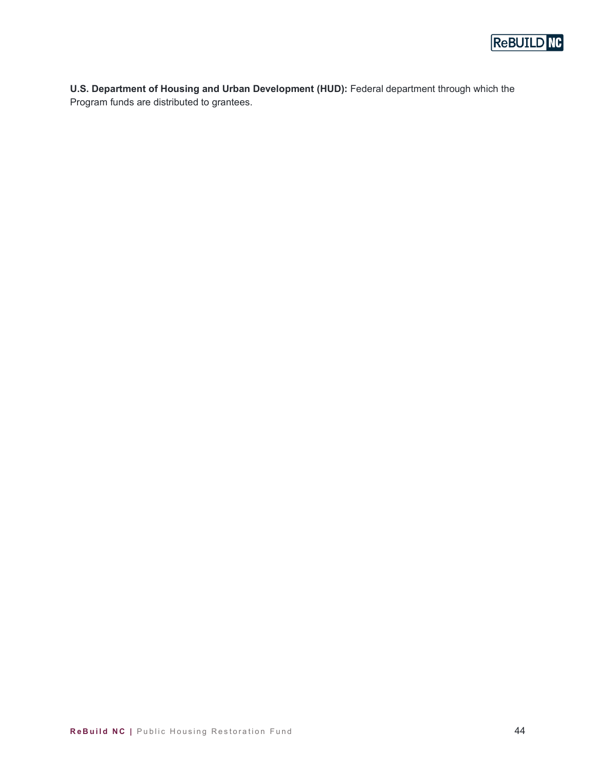**U.S. Department of Housing and Urban Development (HUD):** Federal department through which the Program funds are distributed to grantees.